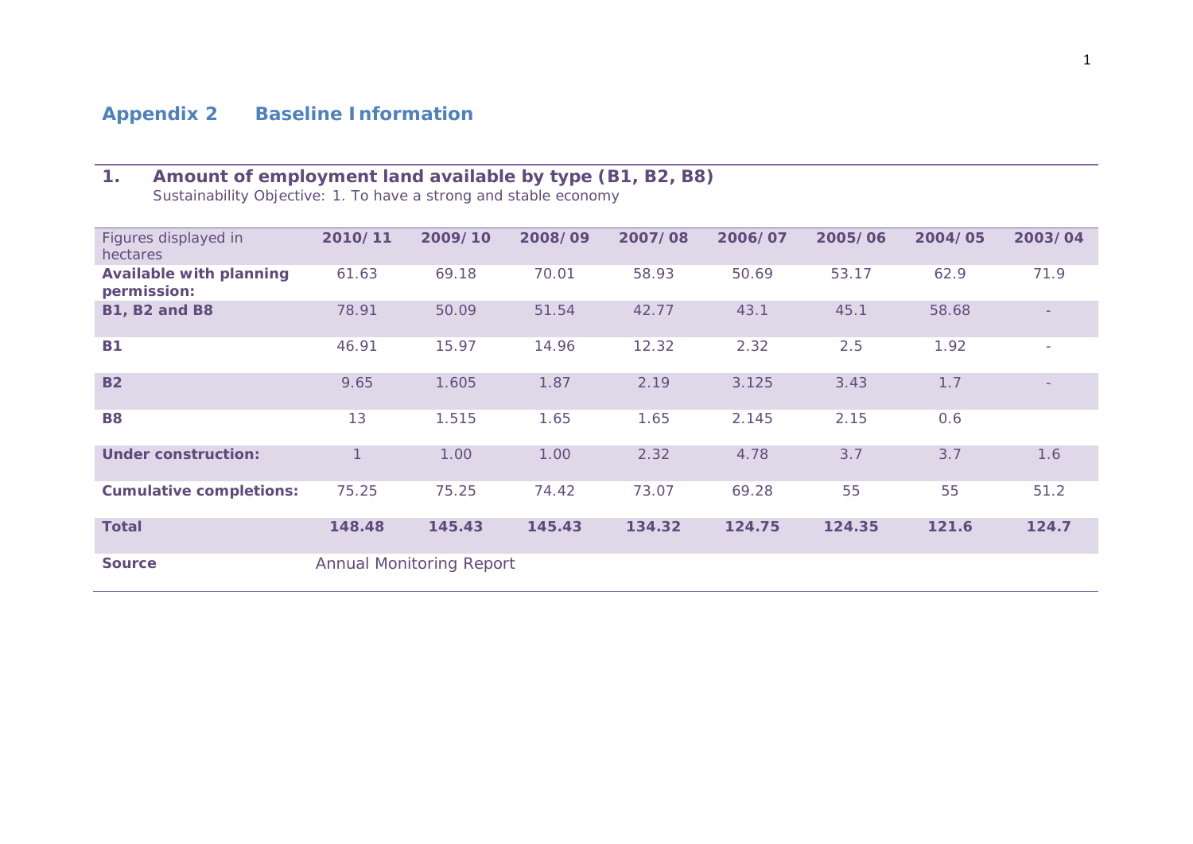## Appendix 2 Baseline Information

### 1. Amount of employment land available by type (B1, B2, B8)

Sustainability Objective: 1. To have a strong and stable economy

| Figures displayed in hectares | 2010/11 | 2009/10 | 2008/09 | 2007/08 | 2006/07 | 2005/06 | 2004/05 | 2003/04 |
|---|---|---|---|---|---|---|---|---|
| **Available with planning permission:** | 61.63 | 69.18 | 70.01 | 58.93 | 50.69 | 53.17 | 62.9 | 71.9 |
| **B1, B2 and B8** | 78.91 | 50.09 | 51.54 | 42.77 | 43.1 | 45.1 | 58.68 | - |
| **B1** | 46.91 | 15.97 | 14.96 | 12.32 | 2.32 | 2.5 | 1.92 | - |
| **B2** | 9.65 | 1.605 | 1.87 | 2.19 | 3.125 | 3.43 | 1.7 | - |
| **B8** | 13 | 1.515 | 1.65 | 1.65 | 2.145 | 2.15 | 0.6 | |
| **Under construction:** | 1 | 1.00 | 1.00 | 2.32 | 4.78 | 3.7 | 3.7 | 1.6 |
| **Cumulative completions:** | 75.25 | 75.25 | 74.42 | 73.07 | 69.28 | 55 | 55 | 51.2 |
| **Total** | **148.48** | **145.43** | **145.43** | **134.32** | **124.75** | **124.35** | **121.6** | **124.7** |
| **Source** | Annual Monitoring Report | | | | | | | |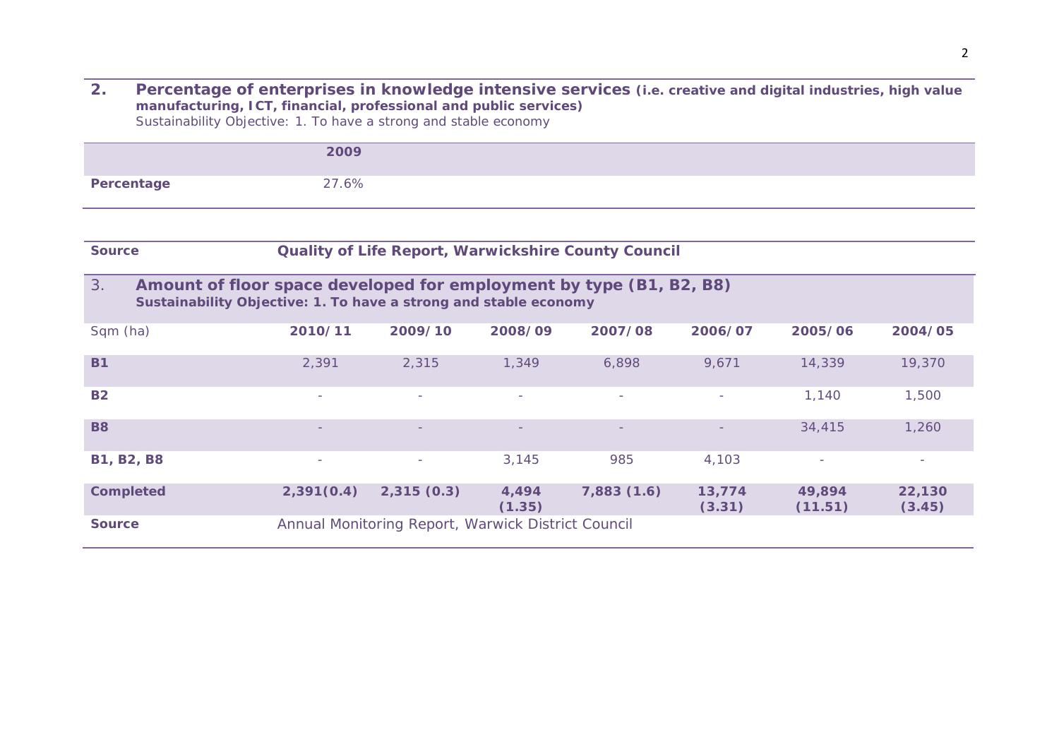## 2. Percentage of enterprises in knowledge intensive services (i.e. creative and digital industries, high value manufacturing, ICT, financial, professional and public services)

Sustainability Objective: 1. To have a strong and stable economy

| | 2009 |
|---|---|
| **Percentage** | 27.6% |
| **Source** | **Quality of Life Report, Warwickshire County Council** |

## 3. Amount of floor space developed for employment by type (B1, B2, B8)

**Sustainability Objective: 1. To have a strong and stable economy**

| Sqm (ha) | 2010/11 | 2009/10 | 2008/09 | 2007/08 | 2006/07 | 2005/06 | 2004/05 |
|---|---|---|---|---|---|---|---|
| **B1** | 2,391 | 2,315 | 1,349 | 6,898 | 9,671 | 14,339 | 19,370 |
| **B2** | - | - | - | - | - | 1,140 | 1,500 |
| **B8** | - | - | - | - | - | 34,415 | 1,260 |
| **B1, B2, B8** | - | - | 3,145 | 985 | 4,103 | - | - |
| **Completed** | **2,391(0.4)** | **2,315 (0.3)** | **4,494 (1.35)** | **7,883 (1.6)** | **13,774 (3.31)** | **49,894 (11.51)** | **22,130 (3.45)** |
| **Source** | Annual Monitoring Report, Warwick District Council | | | | | | |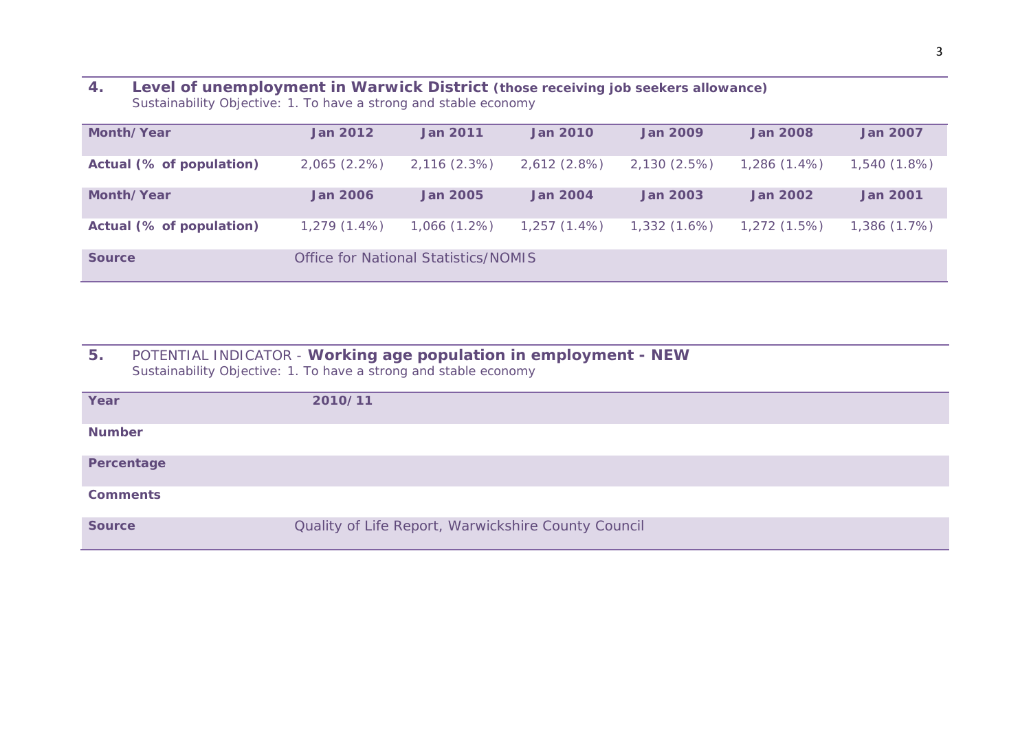## 4. Level of unemployment in Warwick District (those receiving job seekers allowance)

Sustainability Objective: 1. To have a strong and stable economy

| Month/Year | Jan 2012 | Jan 2011 | Jan 2010 | Jan 2009 | Jan 2008 | Jan 2007 |
|---|---|---|---|---|---|---|
| Actual (% of population) | 2,065 (2.2%) | 2,116 (2.3%) | 2,612 (2.8%) | 2,130 (2.5%) | 1,286 (1.4%) | 1,540 (1.8%) |
| **Month/Year** | **Jan 2006** | **Jan 2005** | **Jan 2004** | **Jan 2003** | **Jan 2002** | **Jan 2001** |
| Actual (% of population) | 1,279 (1.4%) | 1,066 (1.2%) | 1,257 (1.4%) | 1,332 (1.6%) | 1,272 (1.5%) | 1,386 (1.7%) |
| Source | Office for National Statistics/NOMIS | | | | | |

## 5. POTENTIAL INDICATOR - Working age population in employment - NEW

Sustainability Objective: 1. To have a strong and stable economy

| Year | 2010/11 |
|---|---|
| Number | |
| Percentage | |
| Comments | |
| Source | Quality of Life Report, Warwickshire County Council |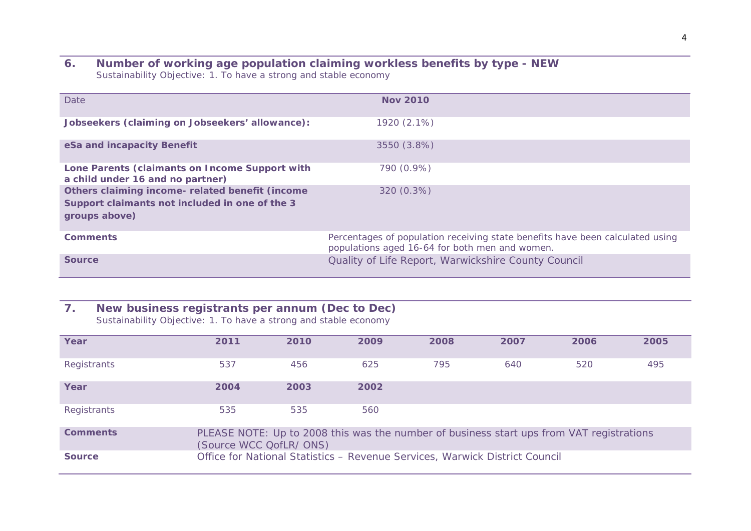## 6. Number of working age population claiming workless benefits by type - NEW

Sustainability Objective: 1. To have a strong and stable economy

| Date | Nov 2010 |
| --- | --- |
| **Jobseekers (claiming on Jobseekers' allowance):** | 1920 (2.1%) |
| **eSa and incapacity Benefit** | 3550 (3.8%) |
| **Lone Parents (claimants on Income Support with a child under 16 and no partner)** | 790 (0.9%) |
| **Others claiming income- related benefit (income Support claimants not included in one of the 3 groups above)** | 320 (0.3%) |
| **Comments** | Percentages of population receiving state benefits have been calculated using populations aged 16-64 for both men and women. |
| **Source** | Quality of Life Report, Warwickshire County Council |

## 7. New business registrants per annum (Dec to Dec)

Sustainability Objective: 1. To have a strong and stable economy

| Year | 2011 | 2010 | 2009 | 2008 | 2007 | 2006 | 2005 |
| --- | --- | --- | --- | --- | --- | --- | --- |
| Registrants | 537 | 456 | 625 | 795 | 640 | 520 | 495 |
| **Year** | **2004** | **2003** | **2002** | | | | |
| Registrants | 535 | 535 | 560 | | | | |
| **Comments** | PLEASE NOTE: Up to 2008 this was the number of business start ups from VAT registrations (Source WCC QofLR/ ONS) | | | | | | |
| **Source** | Office for National Statistics – Revenue Services, Warwick District Council | | | | | | |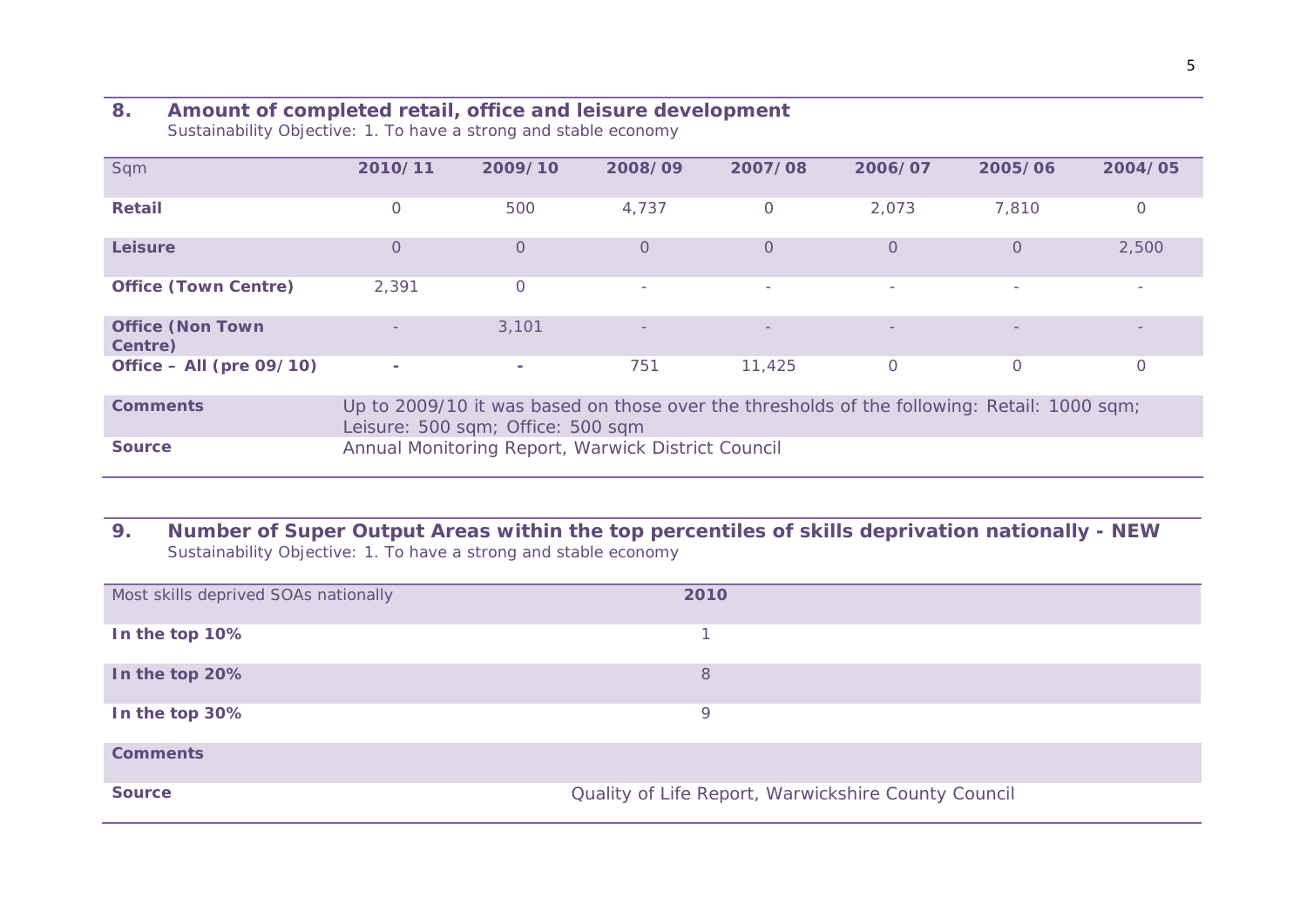## 8. Amount of completed retail, office and leisure development

Sustainability Objective: 1. To have a strong and stable economy

| Sqm | 2010/11 | 2009/10 | 2008/09 | 2007/08 | 2006/07 | 2005/06 | 2004/05 |
|---|---|---|---|---|---|---|---|
| **Retail** | 0 | 500 | 4,737 | 0 | 2,073 | 7,810 | 0 |
| **Leisure** | 0 | 0 | 0 | 0 | 0 | 0 | 2,500 |
| **Office (Town Centre)** | 2,391 | 0 | - | - | - | - | - |
| **Office (Non Town Centre)** | - | 3,101 | - | - | - | - | - |
| **Office – All (pre 09/10)** | - | - | 751 | 11,425 | 0 | 0 | 0 |
| **Comments** | Up to 2009/10 it was based on those over the thresholds of the following: Retail: 1000 sqm; Leisure: 500 sqm; Office: 500 sqm | | | | | | |
| **Source** | Annual Monitoring Report, Warwick District Council | | | | | | |

## 9. Number of Super Output Areas within the top percentiles of skills deprivation nationally - NEW

Sustainability Objective: 1. To have a strong and stable economy

| Most skills deprived SOAs nationally | 2010 |
|---|---|
| **In the top 10%** | 1 |
| **In the top 20%** | 8 |
| **In the top 30%** | 9 |
| **Comments** | |
| **Source** | Quality of Life Report, Warwickshire County Council |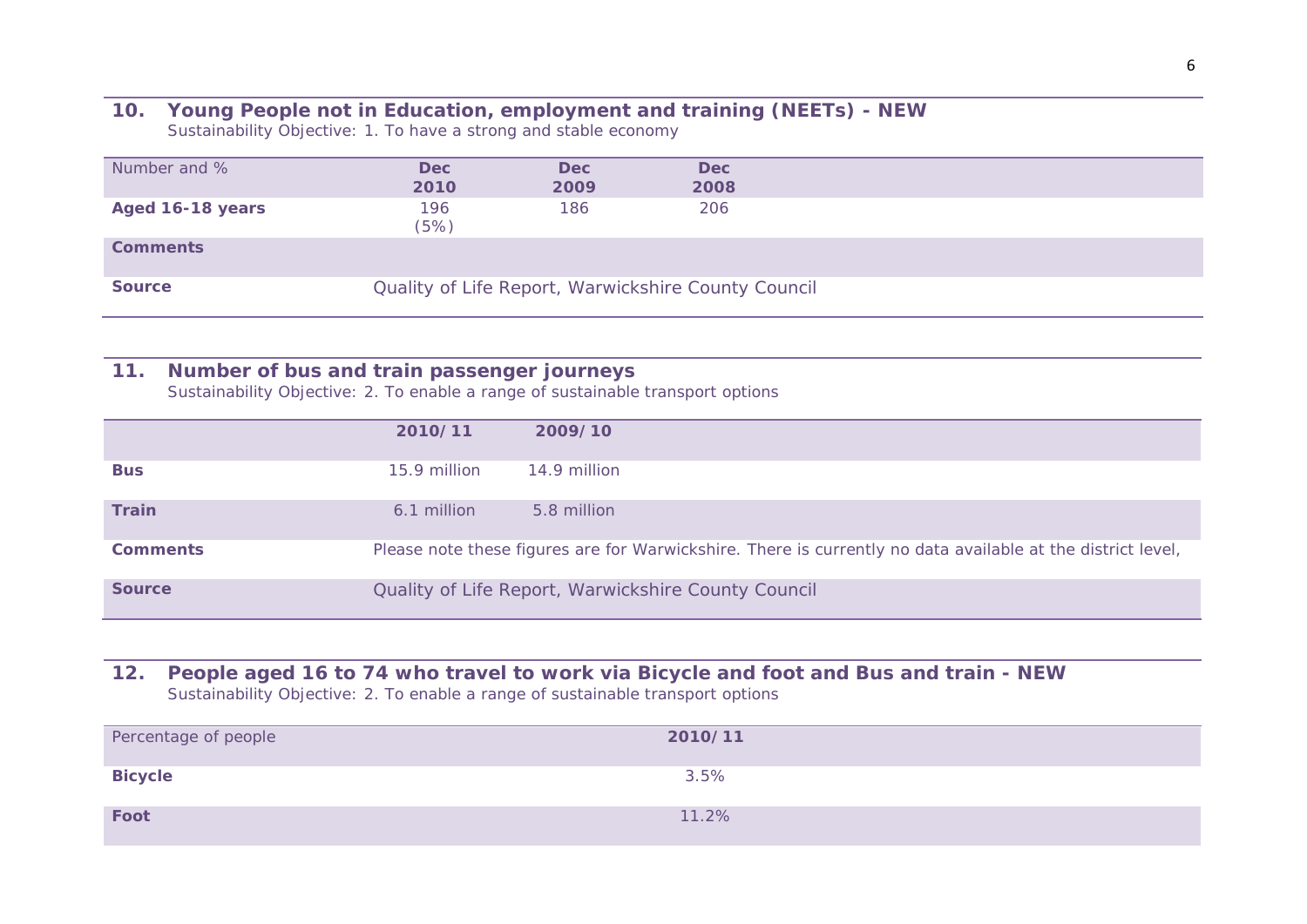## 10. Young People not in Education, employment and training (NEETs) - NEW

Sustainability Objective: 1. To have a strong and stable economy

| Number and % | Dec 2010 | Dec 2009 | Dec 2008 |
|---|---|---|---|
| **Aged 16-18 years** | 196 (5%) | 186 | 206 |
| **Comments** | | | |
| **Source** | Quality of Life Report, Warwickshire County Council | | |

## 11. Number of bus and train passenger journeys

Sustainability Objective: 2. To enable a range of sustainable transport options

| | 2010/11 | 2009/10 |
|---|---|---|
| **Bus** | 15.9 million | 14.9 million |
| **Train** | 6.1 million | 5.8 million |
| **Comments** | Please note these figures are for Warwickshire. There is currently no data available at the district level, | |
| **Source** | Quality of Life Report, Warwickshire County Council | |

## 12. People aged 16 to 74 who travel to work via Bicycle and foot and Bus and train - NEW

Sustainability Objective: 2. To enable a range of sustainable transport options

| Percentage of people | 2010/11 |
|---|---|
| **Bicycle** | 3.5% |
| **Foot** | 11.2% |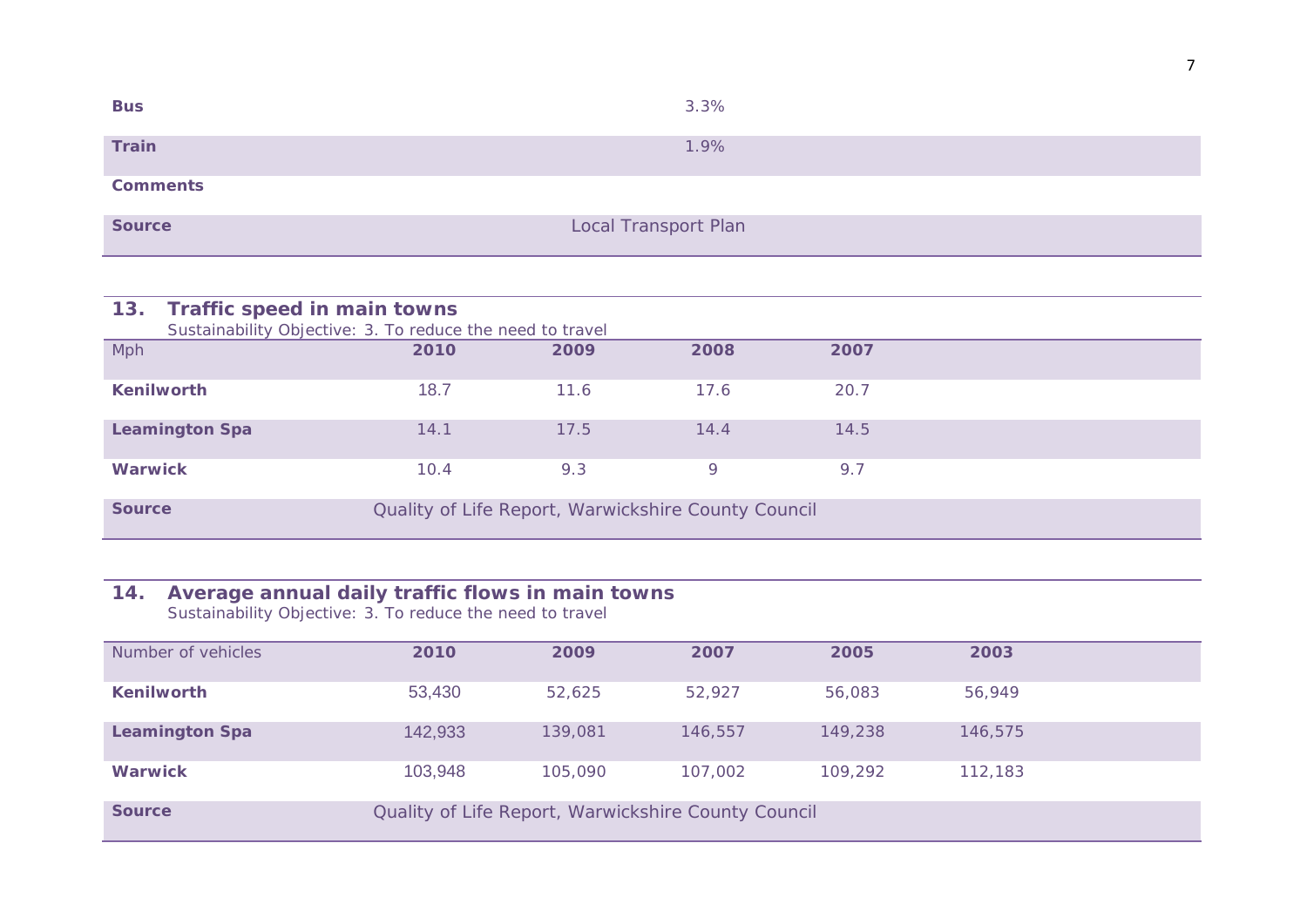| | |
|---|---|
| **Bus** | 3.3% |
| **Train** | 1.9% |
| **Comments** | |
| **Source** | Local Transport Plan |

## 13. Traffic speed in main towns

Sustainability Objective: 3. To reduce the need to travel

| Mph | 2010 | 2009 | 2008 | 2007 |
|---|---|---|---|---|
| **Kenilworth** | 18.7 | 11.6 | 17.6 | 20.7 |
| **Leamington Spa** | 14.1 | 17.5 | 14.4 | 14.5 |
| **Warwick** | 10.4 | 9.3 | 9 | 9.7 |
| **Source** | Quality of Life Report, Warwickshire County Council | | | |

## 14. Average annual daily traffic flows in main towns

Sustainability Objective: 3. To reduce the need to travel

| Number of vehicles | 2010 | 2009 | 2007 | 2005 | 2003 |
|---|---|---|---|---|---|
| **Kenilworth** | 53,430 | 52,625 | 52,927 | 56,083 | 56,949 |
| **Leamington Spa** | 142,933 | 139,081 | 146,557 | 149,238 | 146,575 |
| **Warwick** | 103,948 | 105,090 | 107,002 | 109,292 | 112,183 |
| **Source** | Quality of Life Report, Warwickshire County Council | | | | |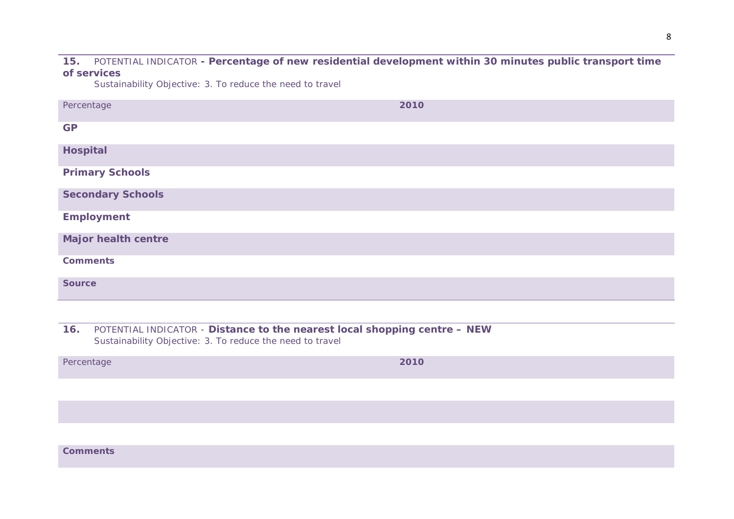**15.** POTENTIAL INDICATOR **- Percentage of new residential development within 30 minutes public transport time of services**

Sustainability Objective: 3. To reduce the need to travel

| Percentage | **2010** |
|---|---|
| **GP** | |
| **Hospital** | |
| **Primary Schools** | |
| **Secondary Schools** | |
| **Employment** | |
| **Major health centre** | |
| **Comments** | |
| **Source** | |

**16.** POTENTIAL INDICATOR - **Distance to the nearest local shopping centre – NEW**

Sustainability Objective: 3. To reduce the need to travel

| Percentage | **2010** |
|---|---|
| | |
| | |
| | |
| **Comments** | |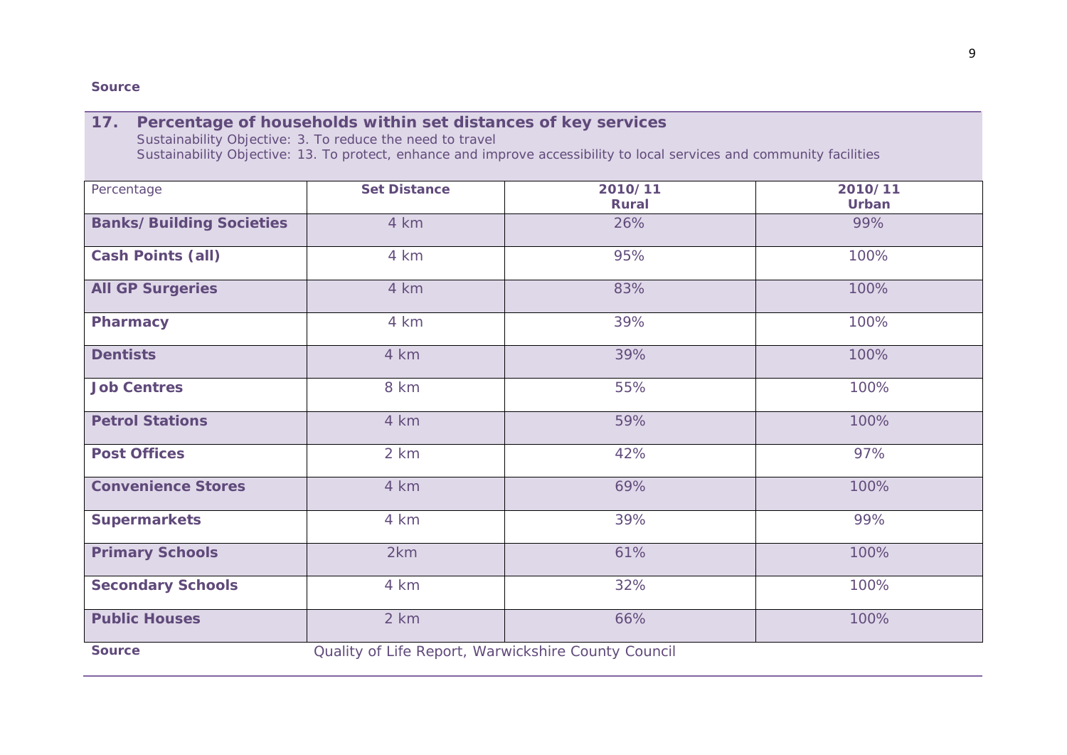**Source**

## 17. Percentage of households within set distances of key services

Sustainability Objective: 3. To reduce the need to travel

Sustainability Objective: 13. To protect, enhance and improve accessibility to local services and community facilities

| Percentage | Set Distance | 2010/11 Rural | 2010/11 Urban |
|---|---|---|---|
| **Banks/Building Societies** | 4 km | 26% | 99% |
| **Cash Points (all)** | 4 km | 95% | 100% |
| **All GP Surgeries** | 4 km | 83% | 100% |
| **Pharmacy** | 4 km | 39% | 100% |
| **Dentists** | 4 km | 39% | 100% |
| **Job Centres** | 8 km | 55% | 100% |
| **Petrol Stations** | 4 km | 59% | 100% |
| **Post Offices** | 2 km | 42% | 97% |
| **Convenience Stores** | 4 km | 69% | 100% |
| **Supermarkets** | 4 km | 39% | 99% |
| **Primary Schools** | 2km | 61% | 100% |
| **Secondary Schools** | 4 km | 32% | 100% |
| **Public Houses** | 2 km | 66% | 100% |

**Source** Quality of Life Report, Warwickshire County Council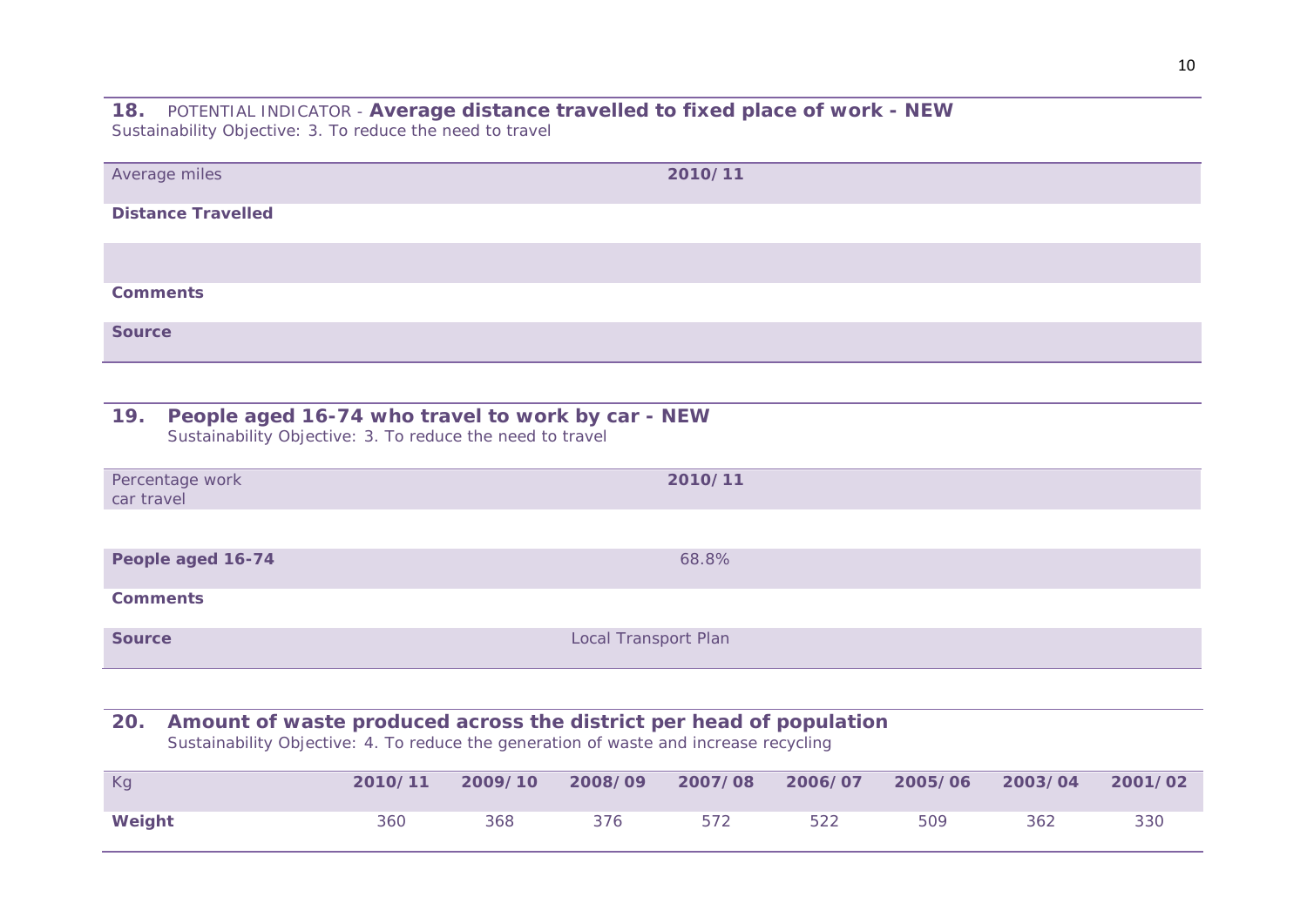### 18. POTENTIAL INDICATOR - **Average distance travelled to fixed place of work - NEW**

Sustainability Objective: 3. To reduce the need to travel

| Average miles | 2010/11 |
|---|---|
| **Distance Travelled** | |
| | |
| **Comments** | |
| **Source** | |

### 19. People aged 16-74 who travel to work by car - NEW

Sustainability Objective: 3. To reduce the need to travel

| Percentage work car travel | 2010/11 |
|---|---|
| | |
| **People aged 16-74** | 68.8% |
| **Comments** | |
| **Source** | Local Transport Plan |

### 20. Amount of waste produced across the district per head of population

Sustainability Objective: 4. To reduce the generation of waste and increase recycling

| Kg | 2010/11 | 2009/10 | 2008/09 | 2007/08 | 2006/07 | 2005/06 | 2003/04 | 2001/02 |
|---|---|---|---|---|---|---|---|---|
| **Weight** | 360 | 368 | 376 | 572 | 522 | 509 | 362 | 330 |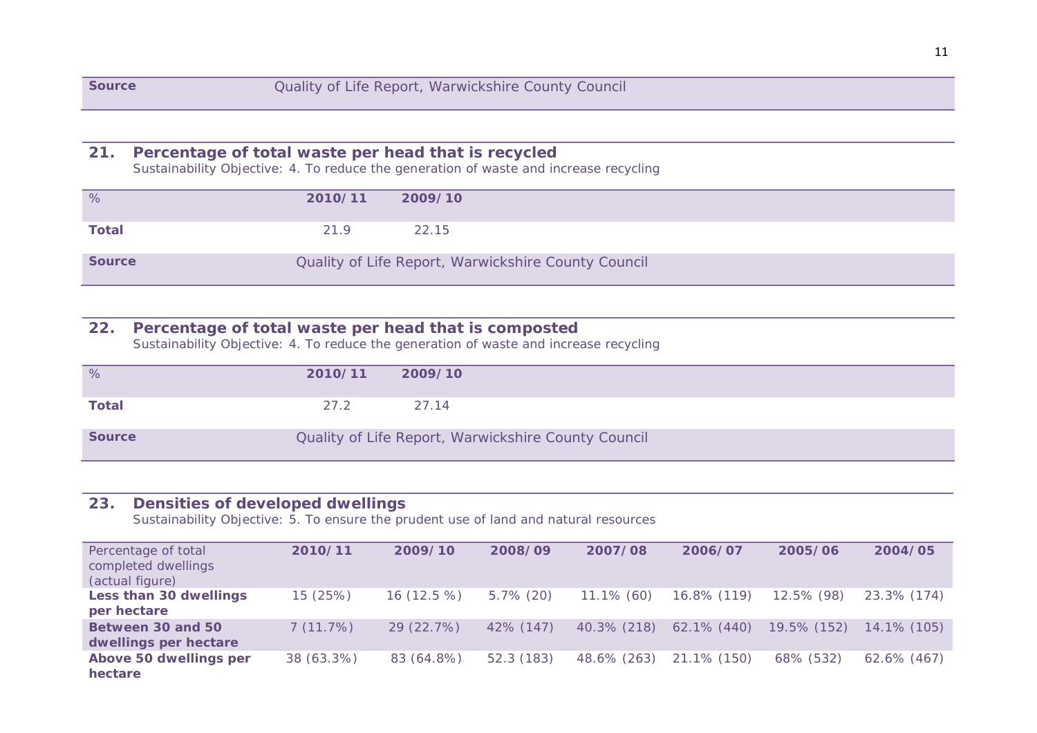| **Source** | Quality of Life Report, Warwickshire County Council |
|---|---|

## 21. Percentage of total waste per head that is recycled

Sustainability Objective: 4. To reduce the generation of waste and increase recycling

| % | 2010/11 | 2009/10 |
|---|---|---|
| **Total** | 21.9 | 22.15 |
| **Source** | Quality of Life Report, Warwickshire County Council | |

## 22. Percentage of total waste per head that is composted

Sustainability Objective: 4. To reduce the generation of waste and increase recycling

| % | 2010/11 | 2009/10 |
|---|---|---|
| **Total** | 27.2 | 27.14 |
| **Source** | Quality of Life Report, Warwickshire County Council | |

## 23. Densities of developed dwellings

Sustainability Objective: 5. To ensure the prudent use of land and natural resources

| Percentage of total completed dwellings (actual figure) | 2010/11 | 2009/10 | 2008/09 | 2007/08 | 2006/07 | 2005/06 | 2004/05 |
|---|---|---|---|---|---|---|---|
| **Less than 30 dwellings per hectare** | 15 (25%) | 16 (12.5 %) | 5.7% (20) | 11.1% (60) | 16.8% (119) | 12.5% (98) | 23.3% (174) |
| **Between 30 and 50 dwellings per hectare** | 7 (11.7%) | 29 (22.7%) | 42% (147) | 40.3% (218) | 62.1% (440) | 19.5% (152) | 14.1% (105) |
| **Above 50 dwellings per hectare** | 38 (63.3%) | 83 (64.8%) | 52.3 (183) | 48.6% (263) | 21.1% (150) | 68% (532) | 62.6% (467) |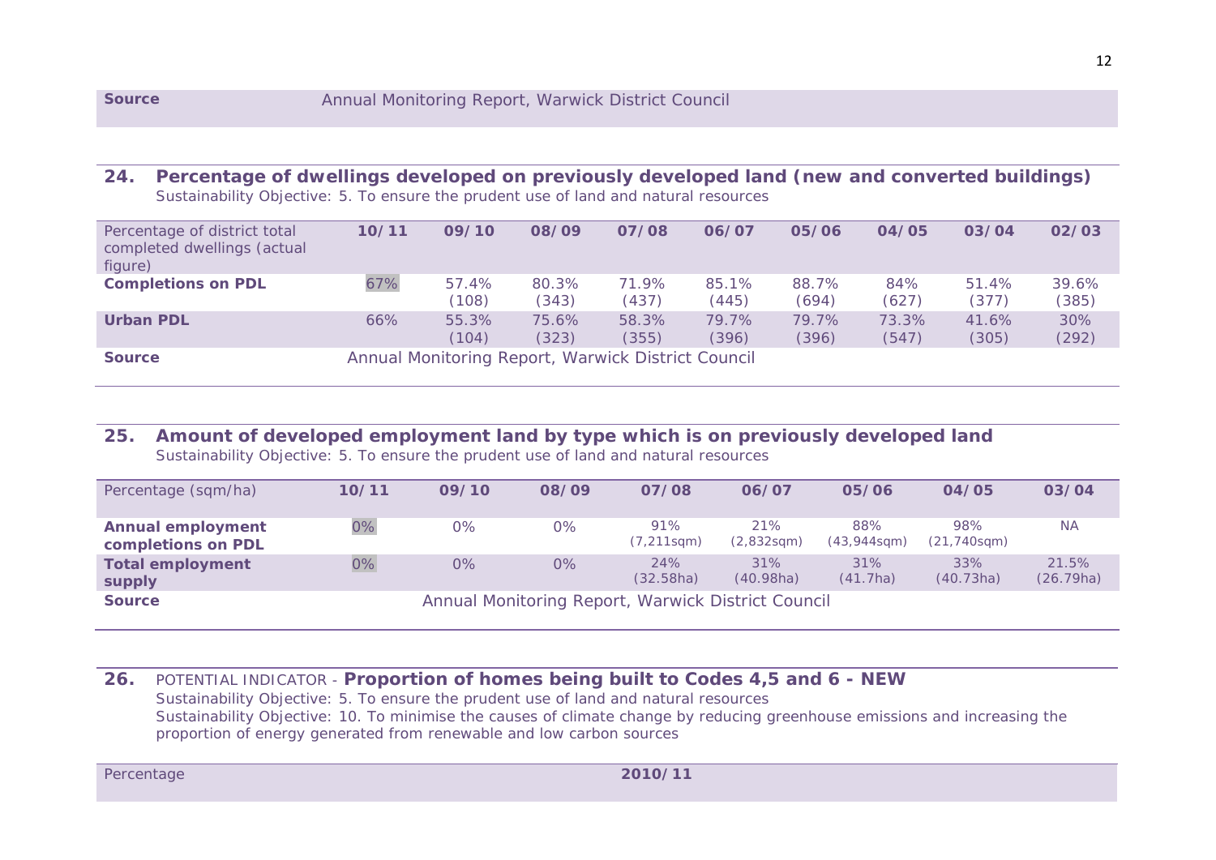| Source | Annual Monitoring Report, Warwick District Council |
|---|---|

## 24. Percentage of dwellings developed on previously developed land (new and converted buildings)

Sustainability Objective: 5. To ensure the prudent use of land and natural resources

| Percentage of district total completed dwellings (actual figure) | 10/11 | 09/10 | 08/09 | 07/08 | 06/07 | 05/06 | 04/05 | 03/04 | 02/03 |
|---|---|---|---|---|---|---|---|---|---|
| **Completions on PDL** | 67% | 57.4% (108) | 80.3% (343) | 71.9% (437) | 85.1% (445) | 88.7% (694) | 84% (627) | 51.4% (377) | 39.6% (385) |
| **Urban PDL** | 66% | 55.3% (104) | 75.6% (323) | 58.3% (355) | 79.7% (396) | 79.7% (396) | 73.3% (547) | 41.6% (305) | 30% (292) |
| **Source** | Annual Monitoring Report, Warwick District Council | | | | | | | | |

## 25. Amount of developed employment land by type which is on previously developed land

Sustainability Objective: 5. To ensure the prudent use of land and natural resources

| Percentage (sqm/ha) | 10/11 | 09/10 | 08/09 | 07/08 | 06/07 | 05/06 | 04/05 | 03/04 |
|---|---|---|---|---|---|---|---|---|
| **Annual employment completions on PDL** | 0% | 0% | 0% | 91% (7,211sqm) | 21% (2,832sqm) | 88% (43,944sqm) | 98% (21,740sqm) | NA |
| **Total employment supply** | 0% | 0% | 0% | 24% (32.58ha) | 31% (40.98ha) | 31% (41.7ha) | 33% (40.73ha) | 21.5% (26.79ha) |
| **Source** | Annual Monitoring Report, Warwick District Council | | | | | | | |

## 26. POTENTIAL INDICATOR - Proportion of homes being built to Codes 4,5 and 6 - NEW

Sustainability Objective: 5. To ensure the prudent use of land and natural resources

Sustainability Objective: 10. To minimise the causes of climate change by reducing greenhouse emissions and increasing the proportion of energy generated from renewable and low carbon sources

| Percentage | 2010/11 |
|---|---|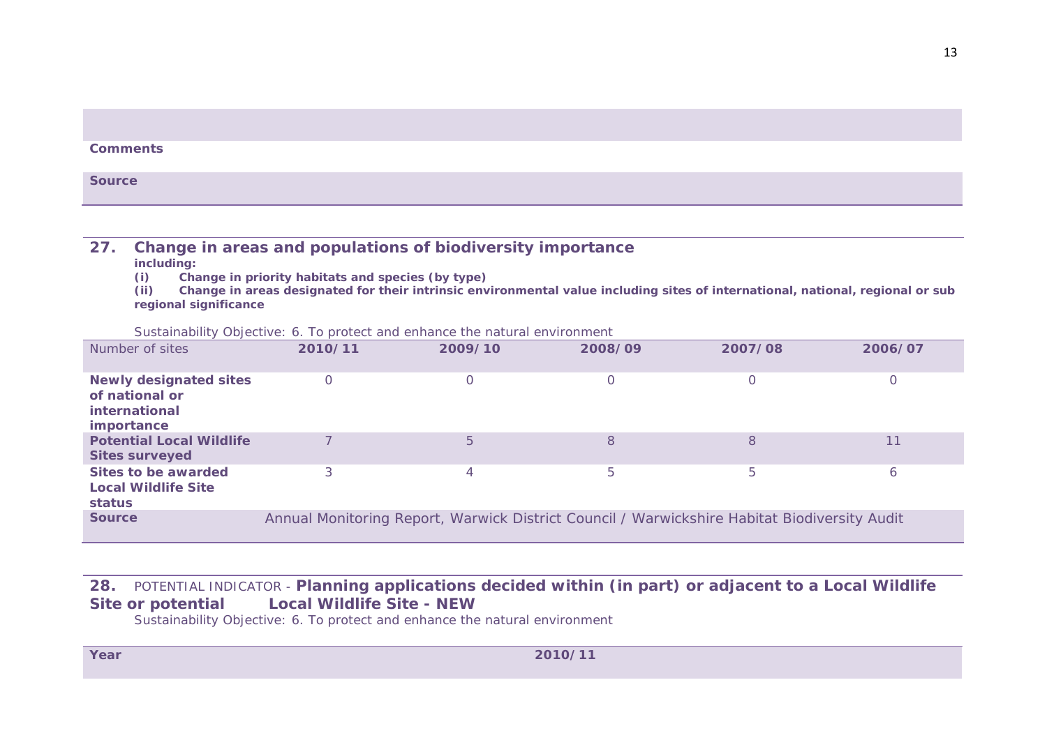| |
|---|
| **Comments** |
| **Source** |

## 27. Change in areas and populations of biodiversity importance

**including:**

**(i) Change in priority habitats and species (by type)**

**(ii) Change in areas designated for their intrinsic environmental value including sites of international, national, regional or sub regional significance**

Sustainability Objective: 6. To protect and enhance the natural environment

| Number of sites | 2010/11 | 2009/10 | 2008/09 | 2007/08 | 2006/07 |
|---|---|---|---|---|---|
| **Newly designated sites of national or international importance** | 0 | 0 | 0 | 0 | 0 |
| **Potential Local Wildlife Sites surveyed** | 7 | 5 | 8 | 8 | 11 |
| **Sites to be awarded Local Wildlife Site status** | 3 | 4 | 5 | 5 | 6 |
| **Source** | Annual Monitoring Report, Warwick District Council / Warwickshire Habitat Biodiversity Audit | | | | |

## 28. POTENTIAL INDICATOR - Planning applications decided within (in part) or adjacent to a Local Wildlife Site or potential Local Wildlife Site - NEW

Sustainability Objective: 6. To protect and enhance the natural environment

| Year | 2010/11 |
|---|---|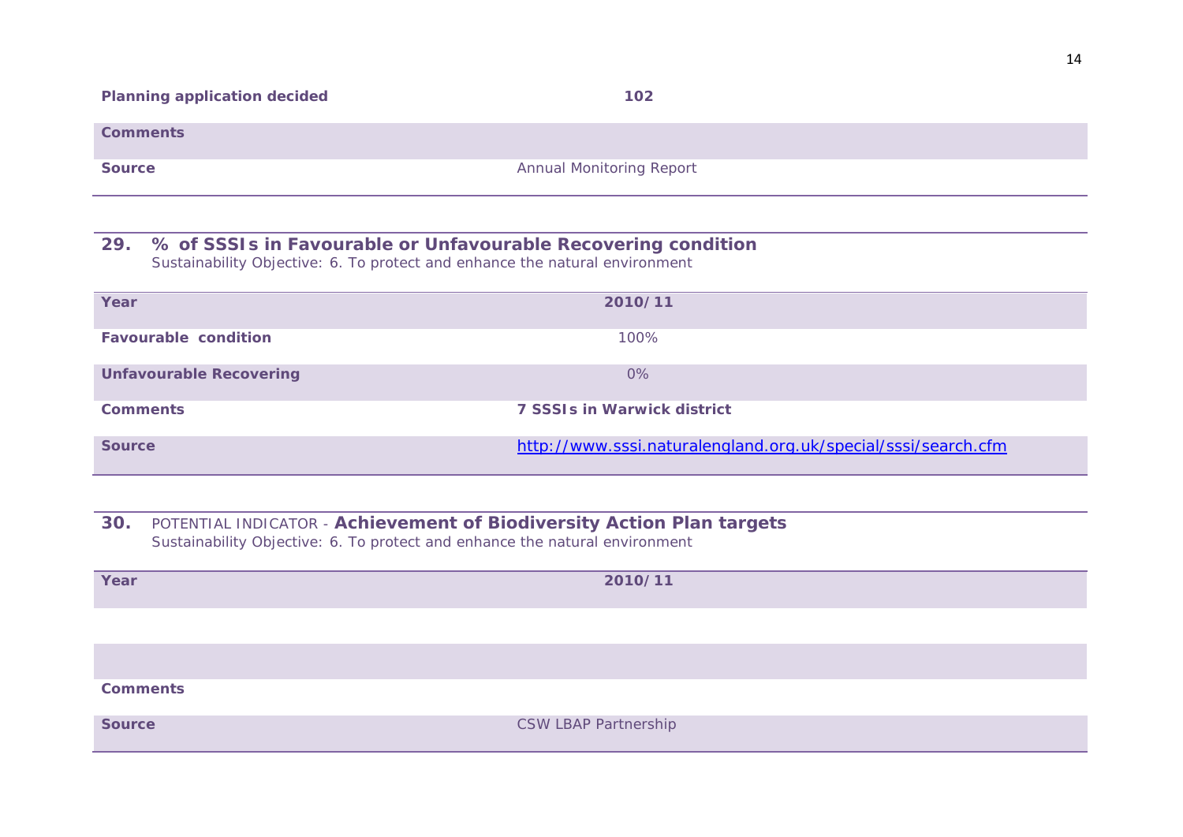| | |
|---|---|
| **Planning application decided** | **102** |
| **Comments** | |
| **Source** | Annual Monitoring Report |

## 29. % of SSSIs in Favourable or Unfavourable Recovering condition

Sustainability Objective: 6. To protect and enhance the natural environment

| **Year** | **2010/11** |
|---|---|
| **Favourable condition** | 100% |
| **Unfavourable Recovering** | 0% |
| **Comments** | **7 SSSIs in Warwick district** |
| **Source** | http://www.sssi.naturalengland.org.uk/special/sssi/search.cfm |

## 30. POTENTIAL INDICATOR - Achievement of Biodiversity Action Plan targets

Sustainability Objective: 6. To protect and enhance the natural environment

| **Year** | **2010/11** |
|---|---|
| | |
| | |
| **Comments** | |
| **Source** | CSW LBAP Partnership |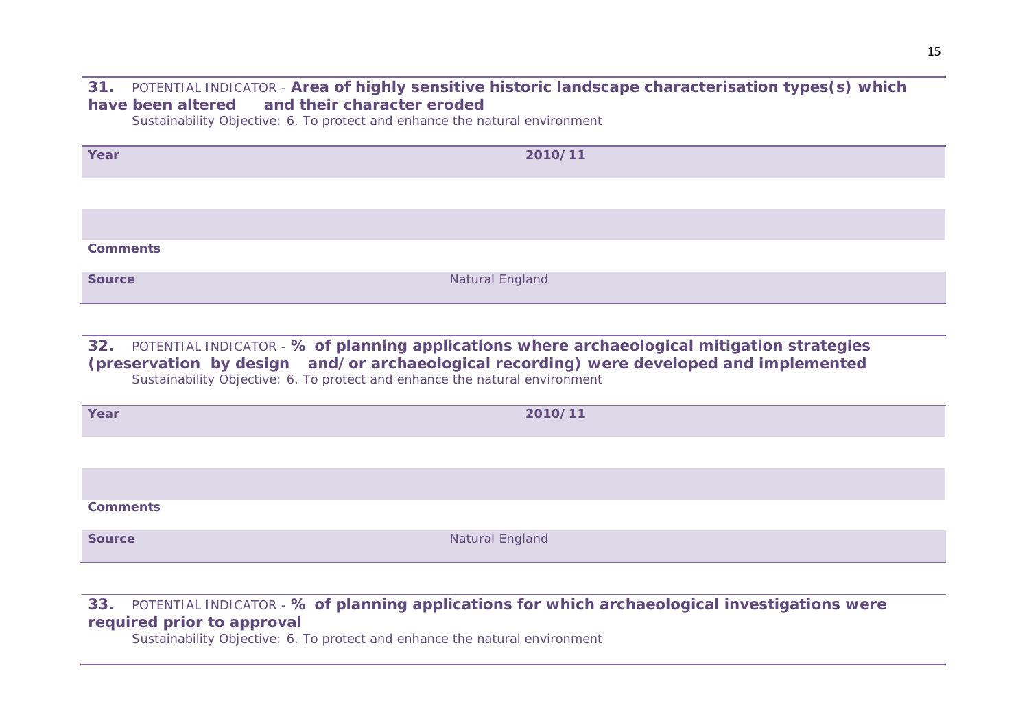**31.** POTENTIAL INDICATOR - **Area of highly sensitive historic landscape characterisation types(s) which have been altered and their character eroded**

Sustainability Objective: 6. To protect and enhance the natural environment

| **Year** | **2010/11** |
|---|---|
| | |
| | |
| **Comments** | |
| **Source** | Natural England |

**32.** POTENTIAL INDICATOR - **% of planning applications where archaeological mitigation strategies (preservation by design and/or archaeological recording) were developed and implemented**

Sustainability Objective: 6. To protect and enhance the natural environment

| **Year** | **2010/11** |
|---|---|
| | |
| | |
| **Comments** | |
| **Source** | Natural England |

**33.** POTENTIAL INDICATOR - **% of planning applications for which archaeological investigations were required prior to approval**

Sustainability Objective: 6. To protect and enhance the natural environment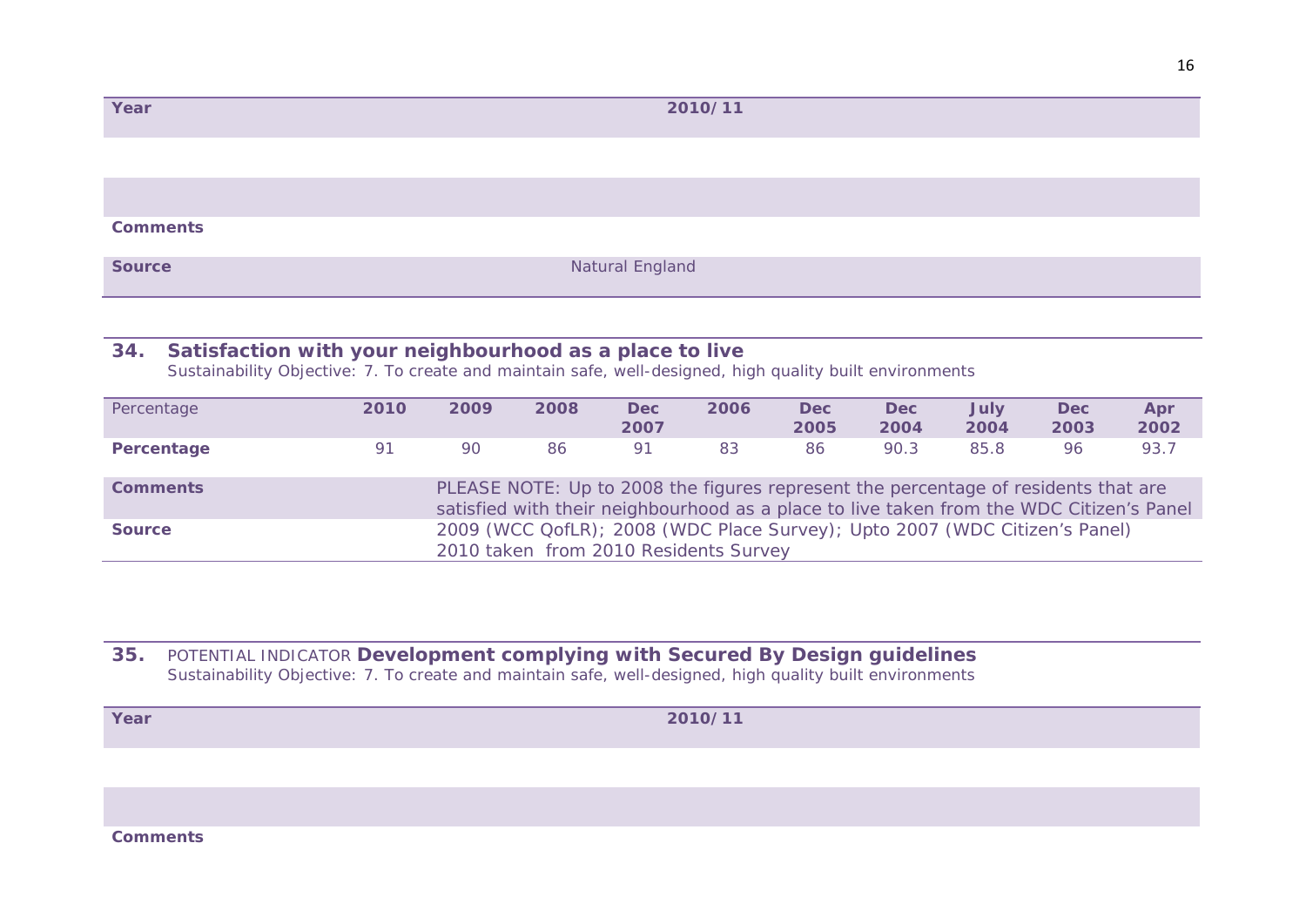| Year | 2010/11 |
|---|---|
| | |
| | |
| **Comments** | |
| **Source** | Natural England |

## 34. Satisfaction with your neighbourhood as a place to live

Sustainability Objective: 7. To create and maintain safe, well-designed, high quality built environments

| Percentage | 2010 | 2009 | 2008 | Dec 2007 | 2006 | Dec 2005 | Dec 2004 | July 2004 | Dec 2003 | Apr 2002 |
|---|---|---|---|---|---|---|---|---|---|---|
| **Percentage** | 91 | 90 | 86 | 91 | 83 | 86 | 90.3 | 85.8 | 96 | 93.7 |

| | |
|---|---|
| **Comments** | PLEASE NOTE: Up to 2008 the figures represent the percentage of residents that are satisfied with their neighbourhood as a place to live taken from the WDC Citizen's Panel |
| **Source** | 2009 (WCC QofLR); 2008 (WDC Place Survey); Upto 2007 (WDC Citizen's Panel) 2010 taken from 2010 Residents Survey |

## 35. POTENTIAL INDICATOR Development complying with Secured By Design guidelines

Sustainability Objective: 7. To create and maintain safe, well-designed, high quality built environments

| Year | 2010/11 |
|---|---|
| | |
| | |
| **Comments** | |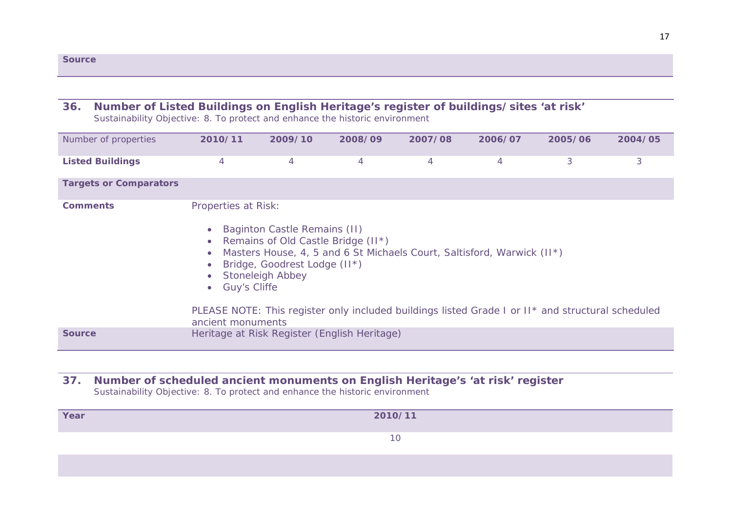| Source | |
|---|---|

## 36. Number of Listed Buildings on English Heritage's register of buildings/sites 'at risk'

Sustainability Objective: 8. To protect and enhance the historic environment

| Number of properties | 2010/11 | 2009/10 | 2008/09 | 2007/08 | 2006/07 | 2005/06 | 2004/05 |
|---|---|---|---|---|---|---|---|
| **Listed Buildings** | 4 | 4 | 4 | 4 | 4 | 3 | 3 |
| **Targets or Comparators** | | | | | | | |
| **Comments** | Properties at Risk: <br>• Baginton Castle Remains (II) <br>• Remains of Old Castle Bridge (II*) <br>• Masters House, 4, 5 and 6 St Michaels Court, Saltisford, Warwick (II*) <br>• Bridge, Goodrest Lodge (II*) <br>• Stoneleigh Abbey <br>• Guy's Cliffe <br><br>PLEASE NOTE: This register only included buildings listed Grade I or II* and structural scheduled ancient monuments | | | | | | |
| **Source** | Heritage at Risk Register (English Heritage) | | | | | | |

## 37. Number of scheduled ancient monuments on English Heritage's 'at risk' register

Sustainability Objective: 8. To protect and enhance the historic environment

| Year | 2010/11 |
|---|---|
| | 10 |
| | |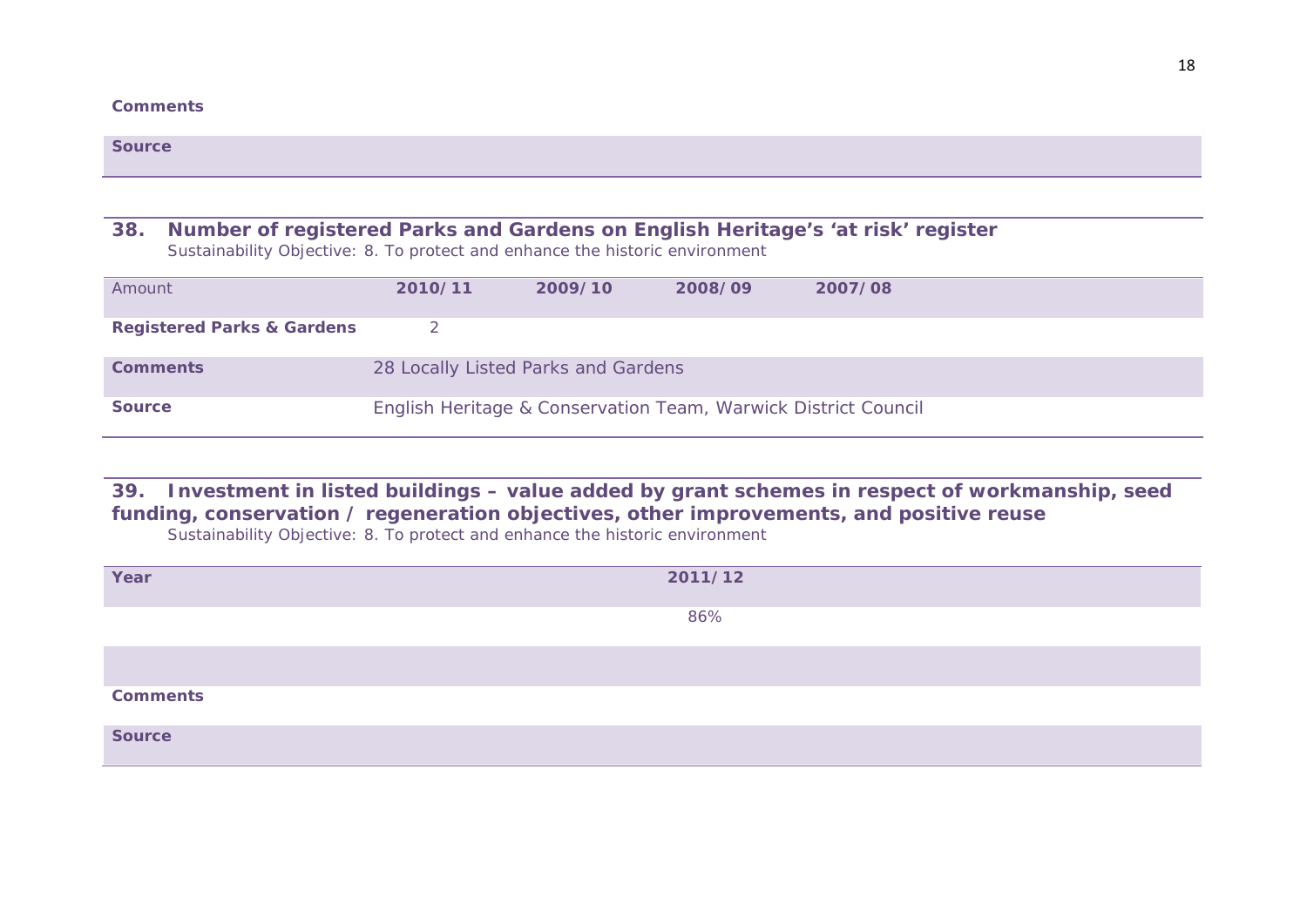| Comments | |
|---|---|
| Source | |

## 38. Number of registered Parks and Gardens on English Heritage's 'at risk' register

Sustainability Objective: 8. To protect and enhance the historic environment

| Amount | 2010/11 | 2009/10 | 2008/09 | 2007/08 |
|---|---|---|---|---|
| **Registered Parks & Gardens** | 2 | | | |
| **Comments** | 28 Locally Listed Parks and Gardens | | | |
| **Source** | English Heritage & Conservation Team, Warwick District Council | | | |

## 39. Investment in listed buildings – value added by grant schemes in respect of workmanship, seed funding, conservation / regeneration objectives, other improvements, and positive reuse

Sustainability Objective: 8. To protect and enhance the historic environment

| Year | 2011/12 |
|---|---|
| | 86% |
| | |
| **Comments** | |
| **Source** | |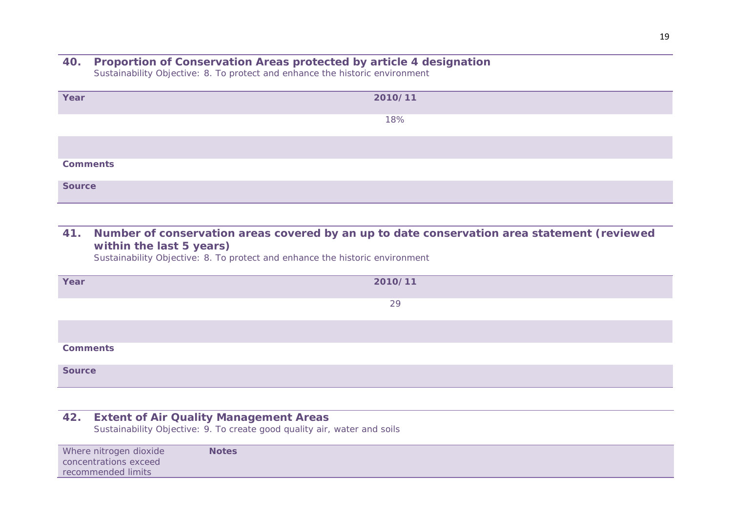## 40. Proportion of Conservation Areas protected by article 4 designation

Sustainability Objective: 8. To protect and enhance the historic environment

| Year | 2010/11 |
|---|---|
| | 18% |
| | |
| **Comments** | |
| **Source** | |

## 41. Number of conservation areas covered by an up to date conservation area statement (reviewed within the last 5 years)

Sustainability Objective: 8. To protect and enhance the historic environment

| Year | 2010/11 |
|---|---|
| | 29 |
| | |
| **Comments** | |
| **Source** | |

## 42. Extent of Air Quality Management Areas

Sustainability Objective: 9. To create good quality air, water and soils

| Where nitrogen dioxide concentrations exceed recommended limits | **Notes** |
|---|---|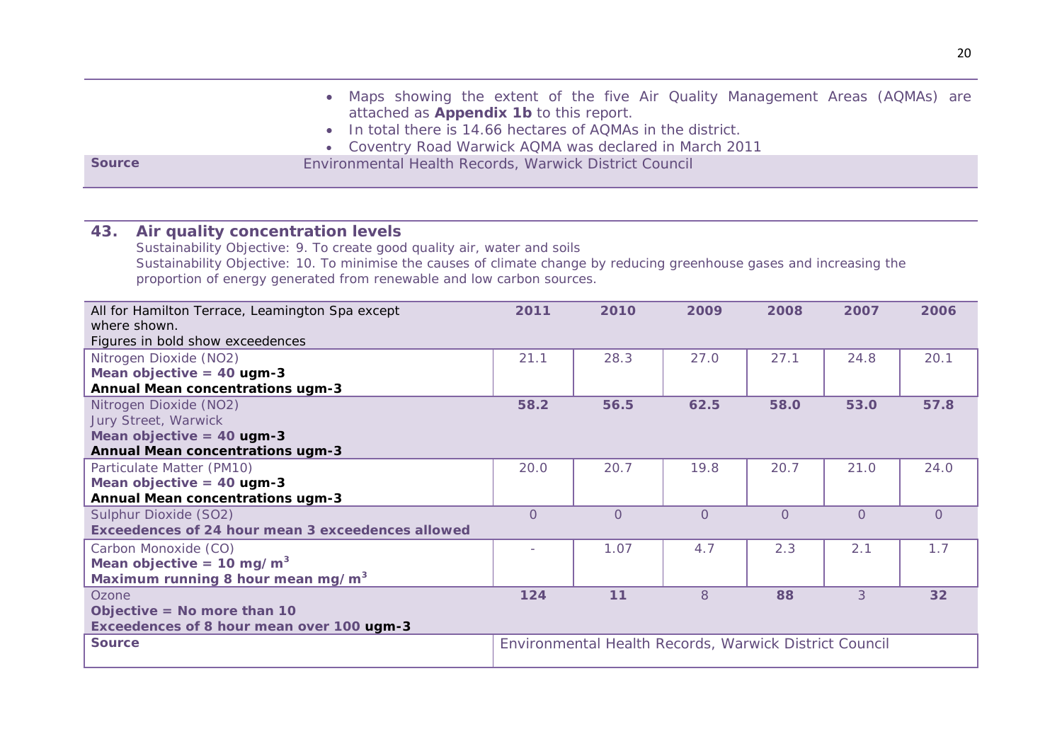| | |
|---|---|
| | • Maps showing the extent of the five Air Quality Management Areas (AQMAs) are attached as **Appendix 1b** to this report.<br>• In total there is 14.66 hectares of AQMAs in the district.<br>• Coventry Road Warwick AQMA was declared in March 2011 |
| **Source** | Environmental Health Records, Warwick District Council |

## 43. Air quality concentration levels

Sustainability Objective: 9. To create good quality air, water and soils

Sustainability Objective: 10. To minimise the causes of climate change by reducing greenhouse gases and increasing the proportion of energy generated from renewable and low carbon sources.

| All for Hamilton Terrace, Leamington Spa except where shown.<br>Figures in bold show exceedences | 2011 | 2010 | 2009 | 2008 | 2007 | 2006 |
|---|---|---|---|---|---|---|
| Nitrogen Dioxide ($NO_2$)<br>**Mean objective = 40 ugm-3**<br>**Annual Mean concentrations ugm-3** | 21.1 | 28.3 | 27.0 | 27.1 | 24.8 | 20.1 |
| Nitrogen Dioxide ($NO_2$)<br>Jury Street, Warwick<br>**Mean objective = 40 ugm-3**<br>**Annual Mean concentrations ugm-3** | **58.2** | **56.5** | **62.5** | **58.0** | **53.0** | **57.8** |
| Particulate Matter (PM10)<br>**Mean objective = 40 ugm-3**<br>**Annual Mean concentrations ugm-3** | 20.0 | 20.7 | 19.8 | 20.7 | 21.0 | 24.0 |
| Sulphur Dioxide ($SO_2$)<br>**Exceedences of 24 hour mean 3 exceedences allowed** | 0 | 0 | 0 | 0 | 0 | 0 |
| Carbon Monoxide (CO)<br>**Mean objective = 10 mg/m$^3$**<br>**Maximum running 8 hour mean mg/m$^3$** | - | 1.07 | 4.7 | 2.3 | 2.1 | 1.7 |
| Ozone<br>**Objective = No more than 10**<br>**Exceedences of 8 hour mean over 100 ugm-3** | **124** | **11** | 8 | **88** | 3 | **32** |
| **Source** | Environmental Health Records, Warwick District Council | | | | | |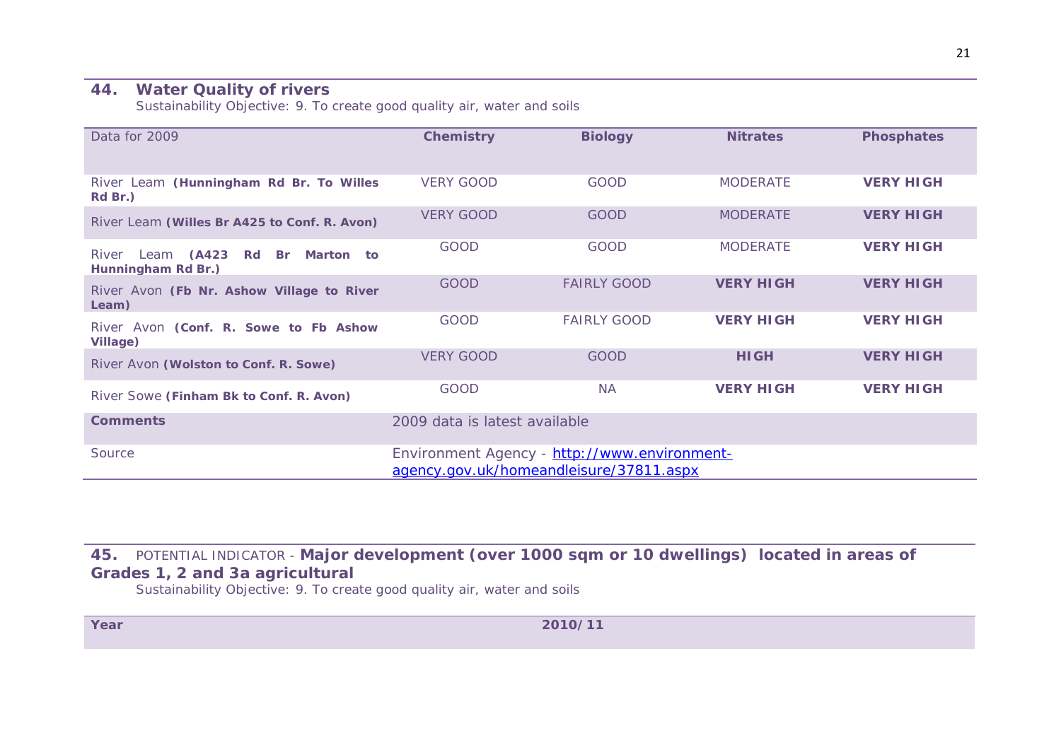## 44. Water Quality of rivers

Sustainability Objective: 9. To create good quality air, water and soils

| Data for 2009 | Chemistry | Biology | Nitrates | Phosphates |
|---|---|---|---|---|
| River Leam **(Hunningham Rd Br. To Willes Rd Br.)** | VERY GOOD | GOOD | MODERATE | **VERY HIGH** |
| River Leam **(Willes Br A425 to Conf. R. Avon)** | VERY GOOD | GOOD | MODERATE | **VERY HIGH** |
| River Leam **(A423 Rd Br Marton to Hunningham Rd Br.)** | GOOD | GOOD | MODERATE | **VERY HIGH** |
| River Avon **(Fb Nr. Ashow Village to River Leam)** | GOOD | FAIRLY GOOD | **VERY HIGH** | **VERY HIGH** |
| River Avon **(Conf. R. Sowe to Fb Ashow Village)** | GOOD | FAIRLY GOOD | **VERY HIGH** | **VERY HIGH** |
| River Avon **(Wolston to Conf. R. Sowe)** | VERY GOOD | GOOD | **HIGH** | **VERY HIGH** |
| River Sowe **(Finham Bk to Conf. R. Avon)** | GOOD | NA | **VERY HIGH** | **VERY HIGH** |
| **Comments** | 2009 data is latest available | | | |
| Source | Environment Agency - http://www.environment-agency.gov.uk/homeandleisure/37811.aspx | | | |

## 45. POTENTIAL INDICATOR - Major development (over 1000 sqm or 10 dwellings) located in areas of Grades 1, 2 and 3a agricultural

Sustainability Objective: 9. To create good quality air, water and soils

| Year | 2010/11 |
|---|---|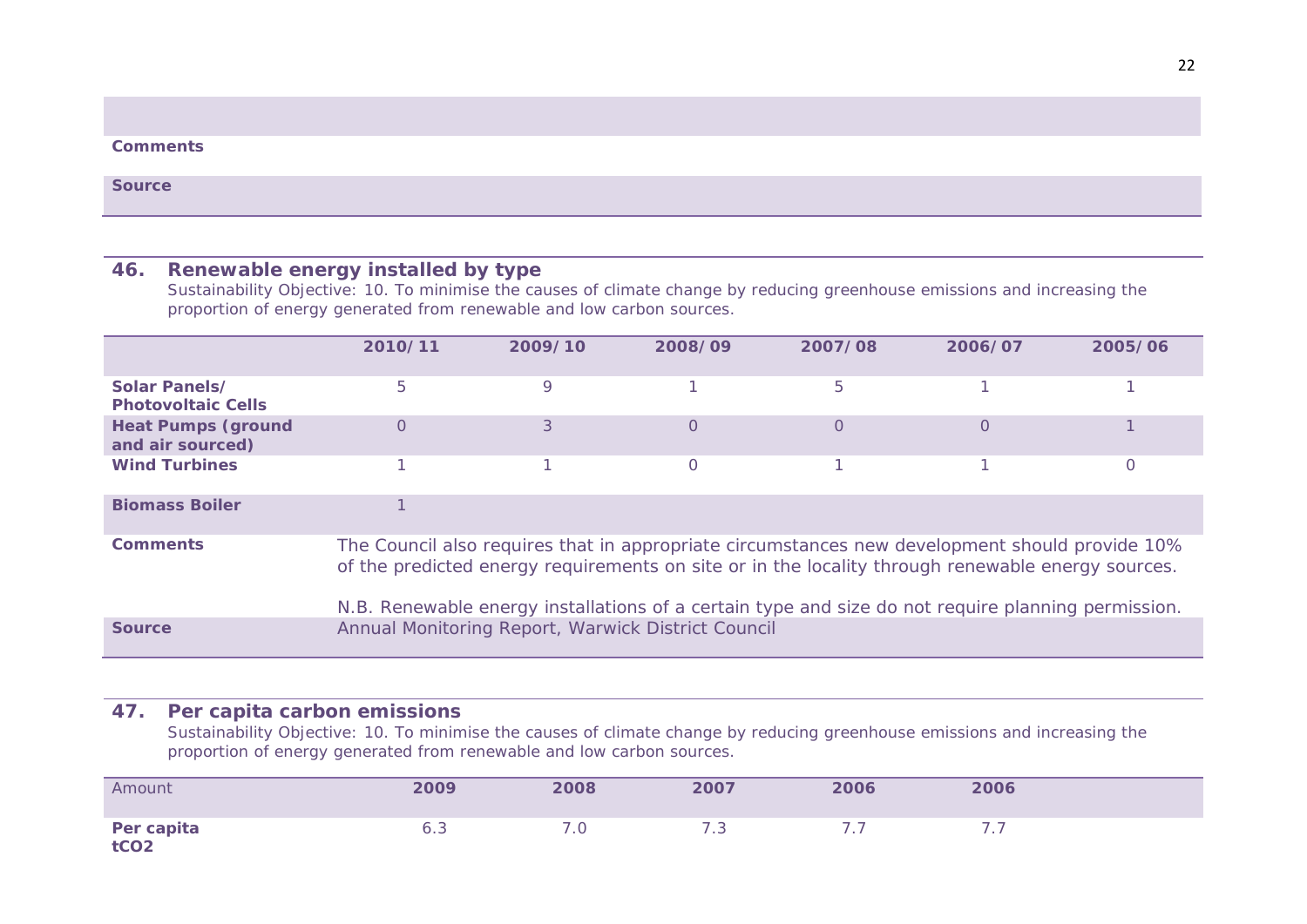| | |
|---|---|
| **Comments** | |
| **Source** | |

## 46. Renewable energy installed by type

Sustainability Objective: 10. To minimise the causes of climate change by reducing greenhouse emissions and increasing the proportion of energy generated from renewable and low carbon sources.

| | 2010/11 | 2009/10 | 2008/09 | 2007/08 | 2006/07 | 2005/06 |
|---|---|---|---|---|---|---|
| **Solar Panels/ Photovoltaic Cells** | 5 | 9 | 1 | 5 | 1 | 1 |
| **Heat Pumps (ground and air sourced)** | 0 | 3 | 0 | 0 | 0 | 1 |
| **Wind Turbines** | 1 | 1 | 0 | 1 | 1 | 0 |
| **Biomass Boiler** | 1 | | | | | |
| **Comments** | The Council also requires that in appropriate circumstances new development should provide 10% of the predicted energy requirements on site or in the locality through renewable energy sources. N.B. Renewable energy installations of a certain type and size do not require planning permission. | | | | | |
| **Source** | Annual Monitoring Report, Warwick District Council | | | | | |

## 47. Per capita carbon emissions

Sustainability Objective: 10. To minimise the causes of climate change by reducing greenhouse emissions and increasing the proportion of energy generated from renewable and low carbon sources.

| Amount | 2009 | 2008 | 2007 | 2006 | 2006 | |
|---|---|---|---|---|---|---|
| **Per capita $tCO_2$** | 6.3 | 7.0 | 7.3 | 7.7 | 7.7 | |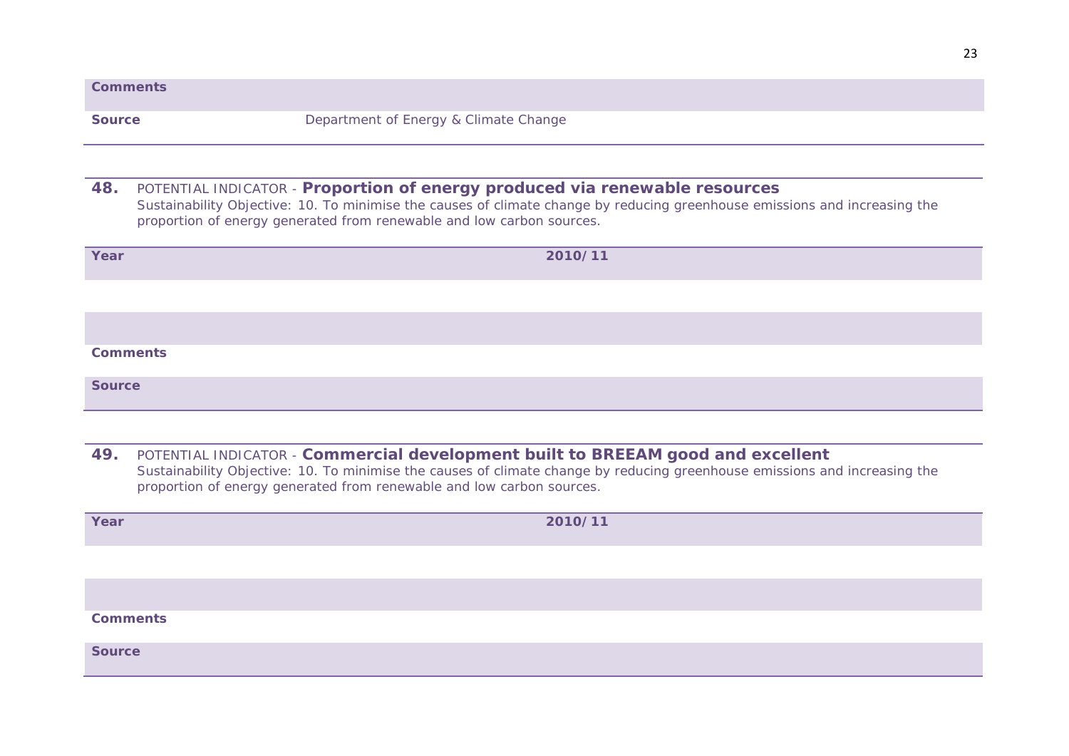| | |
|---|---|
| **Comments** | |
| **Source** | Department of Energy & Climate Change |

**48.** POTENTIAL INDICATOR - **Proportion of energy produced via renewable resources**
Sustainability Objective: 10. To minimise the causes of climate change by reducing greenhouse emissions and increasing the proportion of energy generated from renewable and low carbon sources.

| **Year** | **2010/11** |
|---|---|
| | |
| | |
| **Comments** | |
| **Source** | |

**49.** POTENTIAL INDICATOR - **Commercial development built to BREEAM good and excellent**
Sustainability Objective: 10. To minimise the causes of climate change by reducing greenhouse emissions and increasing the proportion of energy generated from renewable and low carbon sources.

| **Year** | **2010/11** |
|---|---|
| | |
| | |
| **Comments** | |
| **Source** | |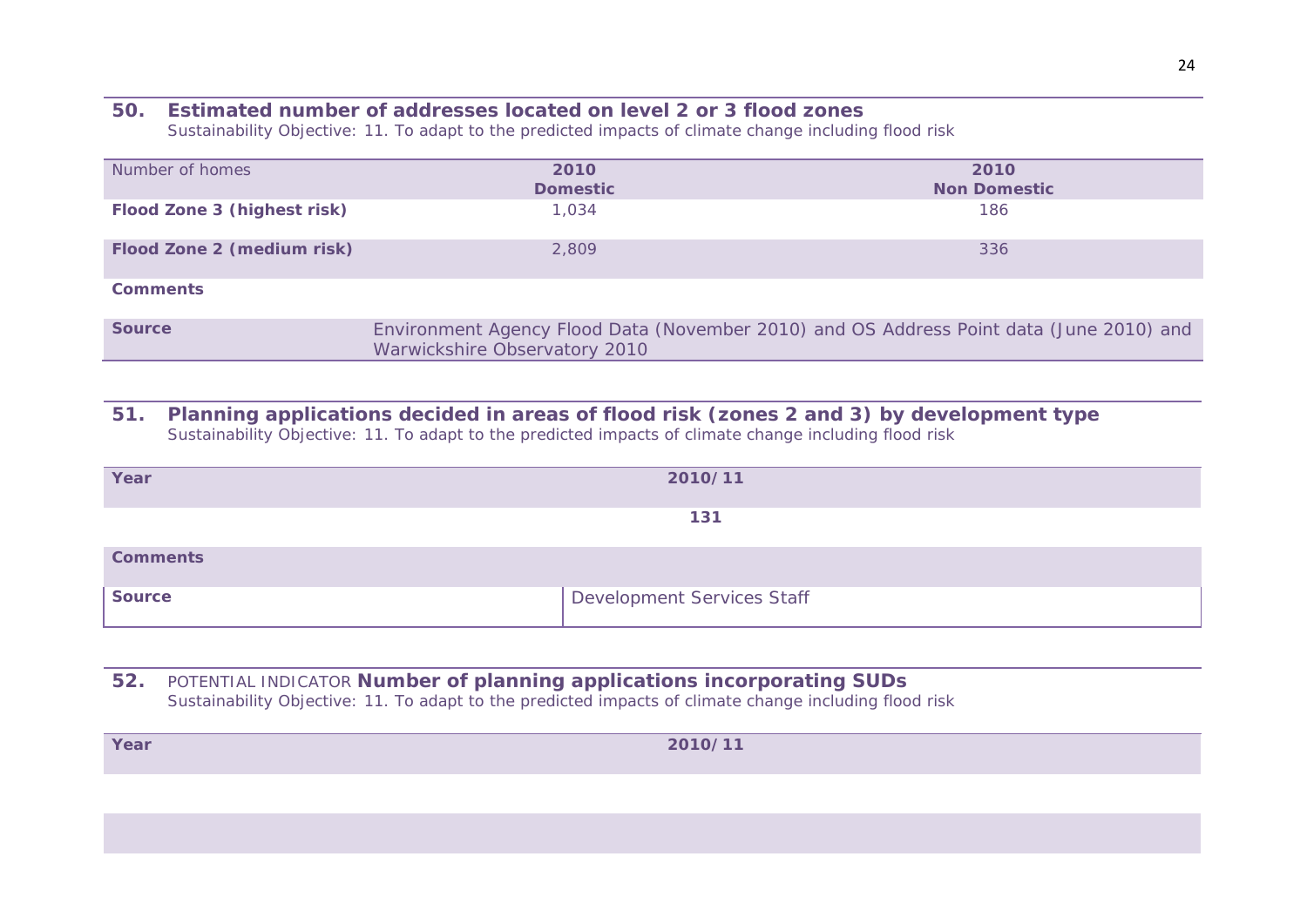## 50. Estimated number of addresses located on level 2 or 3 flood zones

Sustainability Objective: 11. To adapt to the predicted impacts of climate change including flood risk

| Number of homes | 2010 Domestic | 2010 Non Domestic |
|---|---|---|
| **Flood Zone 3 (highest risk)** | 1,034 | 186 |
| **Flood Zone 2 (medium risk)** | 2,809 | 336 |
| **Comments** | | |
| **Source** | Environment Agency Flood Data (November 2010) and OS Address Point data (June 2010) and Warwickshire Observatory 2010 | |

## 51. Planning applications decided in areas of flood risk (zones 2 and 3) by development type

Sustainability Objective: 11. To adapt to the predicted impacts of climate change including flood risk

| Year | 2010/11 |
|---|---|
| | **131** |
| **Comments** | |
| **Source** | Development Services Staff |

## 52. POTENTIAL INDICATOR Number of planning applications incorporating SUDs

Sustainability Objective: 11. To adapt to the predicted impacts of climate change including flood risk

| Year | 2010/11 |
|---|---|
| | |
| | |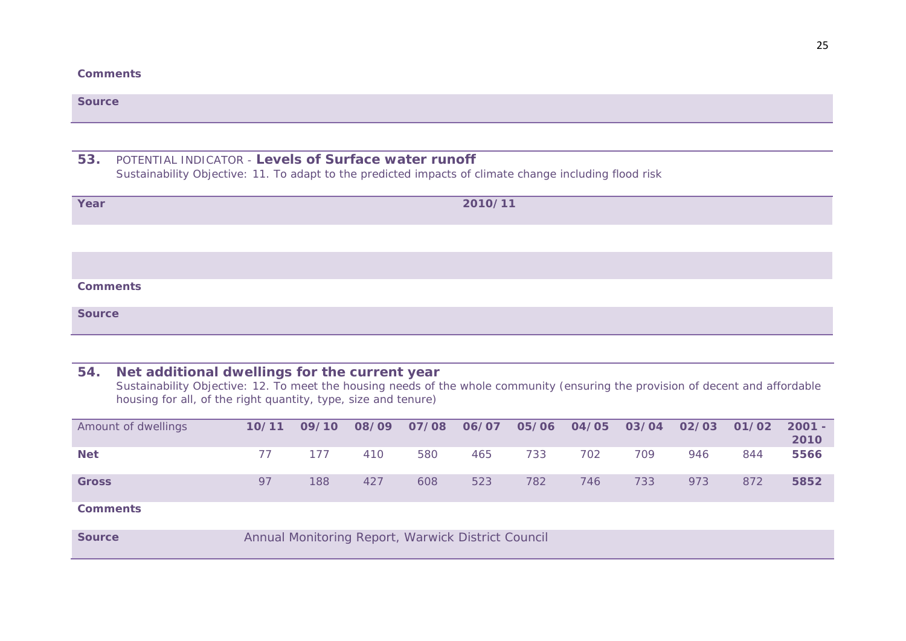**Comments**

| **Source** | |
|---|---|

## 53. POTENTIAL INDICATOR - **Levels of Surface water runoff**

Sustainability Objective: 11. To adapt to the predicted impacts of climate change including flood risk

| **Year** | **2010/11** |
|---|---|
| | |
| | |
| **Comments** | |
| **Source** | |

## 54. Net additional dwellings for the current year

Sustainability Objective: 12. To meet the housing needs of the whole community (ensuring the provision of decent and affordable housing for all, of the right quantity, type, size and tenure)

| Amount of dwellings | **10/11** | **09/10** | **08/09** | **07/08** | **06/07** | **05/06** | **04/05** | **03/04** | **02/03** | **01/02** | **2001 - 2010** |
|---|---|---|---|---|---|---|---|---|---|---|---|
| **Net** | 77 | 177 | 410 | 580 | 465 | 733 | 702 | 709 | 946 | 844 | **5566** |
| **Gross** | 97 | 188 | 427 | 608 | 523 | 782 | 746 | 733 | 973 | 872 | **5852** |
| **Comments** | | | | | | | | | | | |
| **Source** | Annual Monitoring Report, Warwick District Council | | | | | | | | | | |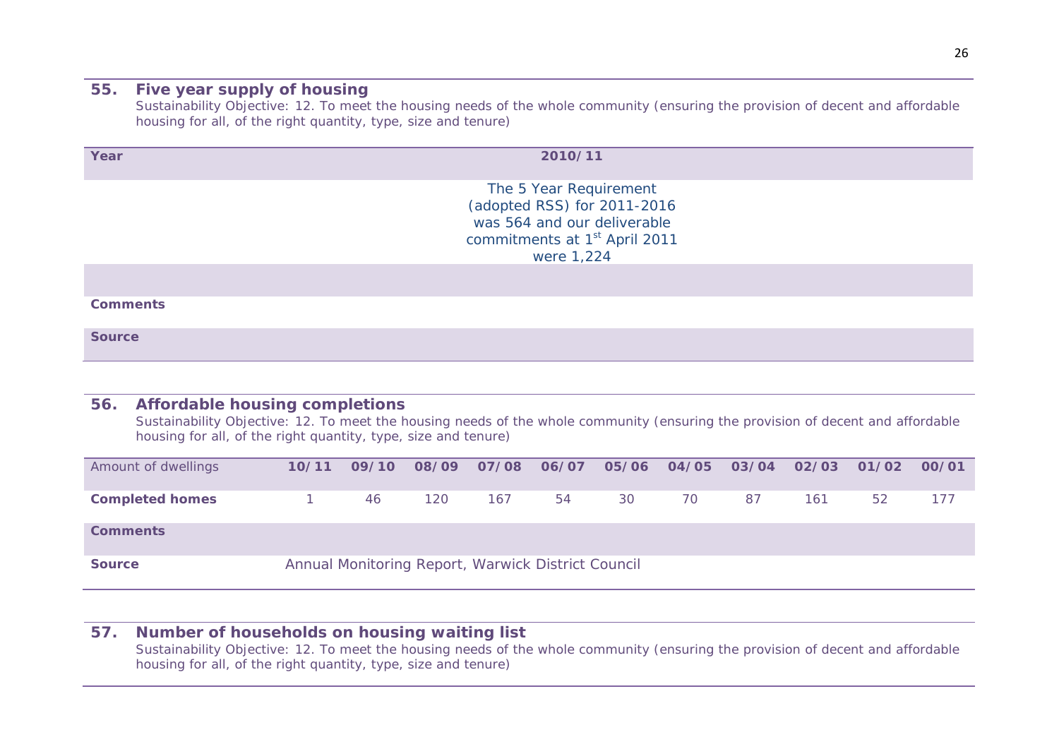## 55. Five year supply of housing

Sustainability Objective: 12. To meet the housing needs of the whole community (ensuring the provision of decent and affordable housing for all, of the right quantity, type, size and tenure)

| **Year** | **2010/11** |
|---|---|
| | The 5 Year Requirement (adopted RSS) for 2011-2016 was 564 and our deliverable commitments at 1st April 2011 were 1,224 |
| | |
| **Comments** | |
| **Source** | |

## 56. Affordable housing completions

Sustainability Objective: 12. To meet the housing needs of the whole community (ensuring the provision of decent and affordable housing for all, of the right quantity, type, size and tenure)

| Amount of dwellings | **10/11** | **09/10** | **08/09** | **07/08** | **06/07** | **05/06** | **04/05** | **03/04** | **02/03** | **01/02** | **00/01** |
|---|---|---|---|---|---|---|---|---|---|---|---|
| **Completed homes** | 1 | 46 | 120 | 167 | 54 | 30 | 70 | 87 | 161 | 52 | 177 |
| **Comments** | | | | | | | | | | | |
| **Source** | Annual Monitoring Report, Warwick District Council | | | | | | | | | | |

## 57. Number of households on housing waiting list

Sustainability Objective: 12. To meet the housing needs of the whole community (ensuring the provision of decent and affordable housing for all, of the right quantity, type, size and tenure)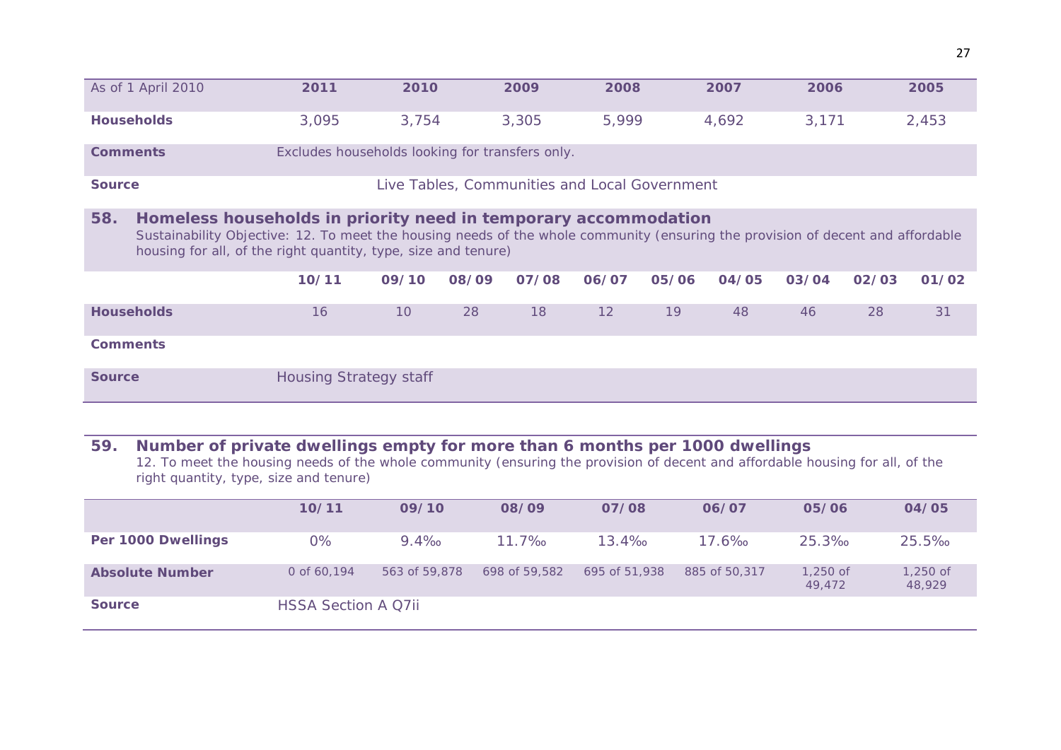| As of 1 April 2010 | 2011 | 2010 | 2009 | 2008 | 2007 | 2006 | 2005 |
|---|---|---|---|---|---|---|---|
| **Households** | 3,095 | 3,754 | 3,305 | 5,999 | 4,692 | 3,171 | 2,453 |
| **Comments** | Excludes households looking for transfers only. | | | | | | |
| **Source** | Live Tables, Communities and Local Government | | | | | | |

## 58. Homeless households in priority need in temporary accommodation

Sustainability Objective: 12. To meet the housing needs of the whole community (ensuring the provision of decent and affordable housing for all, of the right quantity, type, size and tenure)

| | 10/11 | 09/10 | 08/09 | 07/08 | 06/07 | 05/06 | 04/05 | 03/04 | 02/03 | 01/02 |
|---|---|---|---|---|---|---|---|---|---|---|
| **Households** | 16 | 10 | 28 | 18 | 12 | 19 | 48 | 46 | 28 | 31 |
| **Comments** | | | | | | | | | | |
| **Source** | Housing Strategy staff | | | | | | | | | |

## 59. Number of private dwellings empty for more than 6 months per 1000 dwellings

12. To meet the housing needs of the whole community (ensuring the provision of decent and affordable housing for all, of the right quantity, type, size and tenure)

| | 10/11 | 09/10 | 08/09 | 07/08 | 06/07 | 05/06 | 04/05 |
|---|---|---|---|---|---|---|---|
| **Per 1000 Dwellings** | 0% | 9.4‰ | 11.7‰ | 13.4‰ | 17.6‰ | 25.3‰ | 25.5‰ |
| **Absolute Number** | 0 of 60,194 | 563 of 59,878 | 698 of 59,582 | 695 of 51,938 | 885 of 50,317 | 1,250 of 49,472 | 1,250 of 48,929 |
| **Source** | HSSA Section A Q7ii | | | | | | |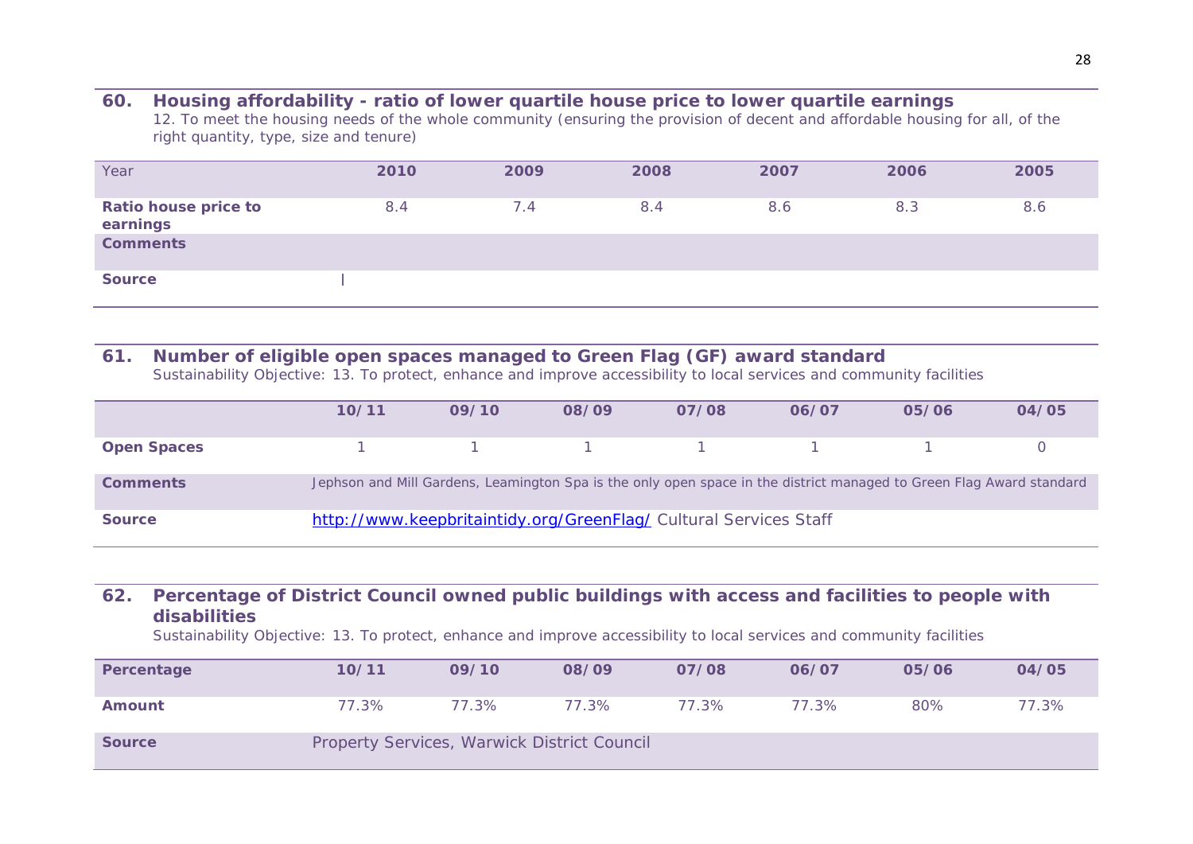## 60. Housing affordability - ratio of lower quartile house price to lower quartile earnings

12. To meet the housing needs of the whole community (ensuring the provision of decent and affordable housing for all, of the right quantity, type, size and tenure)

| Year | 2010 | 2009 | 2008 | 2007 | 2006 | 2005 |
|---|---|---|---|---|---|---|
| **Ratio house price to earnings** | 8.4 | 7.4 | 8.4 | 8.6 | 8.3 | 8.6 |
| **Comments** | | | | | | |
| **Source** | | | | | | |

## 61. Number of eligible open spaces managed to Green Flag (GF) award standard

Sustainability Objective: 13. To protect, enhance and improve accessibility to local services and community facilities

| | 10/11 | 09/10 | 08/09 | 07/08 | 06/07 | 05/06 | 04/05 |
|---|---|---|---|---|---|---|---|
| **Open Spaces** | 1 | 1 | 1 | 1 | 1 | 1 | 0 |
| **Comments** | Jephson and Mill Gardens, Leamington Spa is the only open space in the district managed to Green Flag Award standard | | | | | | |
| **Source** | http://www.keepbritaintidy.org/GreenFlag/ Cultural Services Staff | | | | | | |

## 62. Percentage of District Council owned public buildings with access and facilities to people with disabilities

Sustainability Objective: 13. To protect, enhance and improve accessibility to local services and community facilities

| Percentage | 10/11 | 09/10 | 08/09 | 07/08 | 06/07 | 05/06 | 04/05 |
|---|---|---|---|---|---|---|---|
| **Amount** | 77.3% | 77.3% | 77.3% | 77.3% | 77.3% | 80% | 77.3% |
| **Source** | Property Services, Warwick District Council | | | | | | |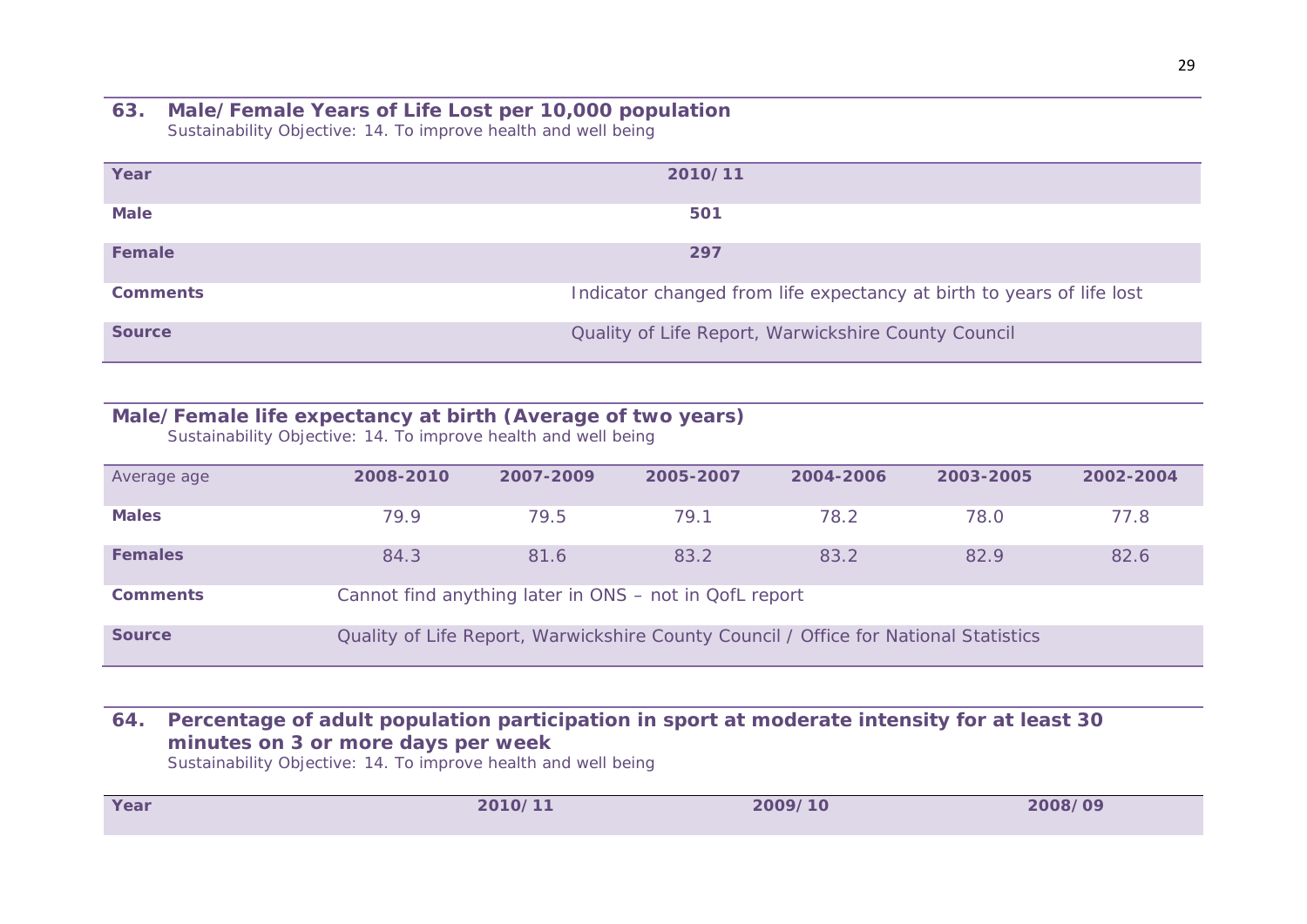## 63. Male/Female Years of Life Lost per 10,000 population

Sustainability Objective: 14. To improve health and well being

| Year | 2010/11 |
|---|---|
| Male | 501 |
| Female | 297 |
| Comments | Indicator changed from life expectancy at birth to years of life lost |
| Source | Quality of Life Report, Warwickshire County Council |

## Male/Female life expectancy at birth (Average of two years)

Sustainability Objective: 14. To improve health and well being

| Average age | 2008-2010 | 2007-2009 | 2005-2007 | 2004-2006 | 2003-2005 | 2002-2004 |
|---|---|---|---|---|---|---|
| Males | 79.9 | 79.5 | 79.1 | 78.2 | 78.0 | 77.8 |
| Females | 84.3 | 81.6 | 83.2 | 83.2 | 82.9 | 82.6 |
| Comments | Cannot find anything later in ONS – not in QofL report | | | | | |
| Source | Quality of Life Report, Warwickshire County Council / Office for National Statistics | | | | | |

## 64. Percentage of adult population participation in sport at moderate intensity for at least 30 minutes on 3 or more days per week

Sustainability Objective: 14. To improve health and well being

| Year | 2010/11 | 2009/10 | 2008/09 |
|---|---|---|---|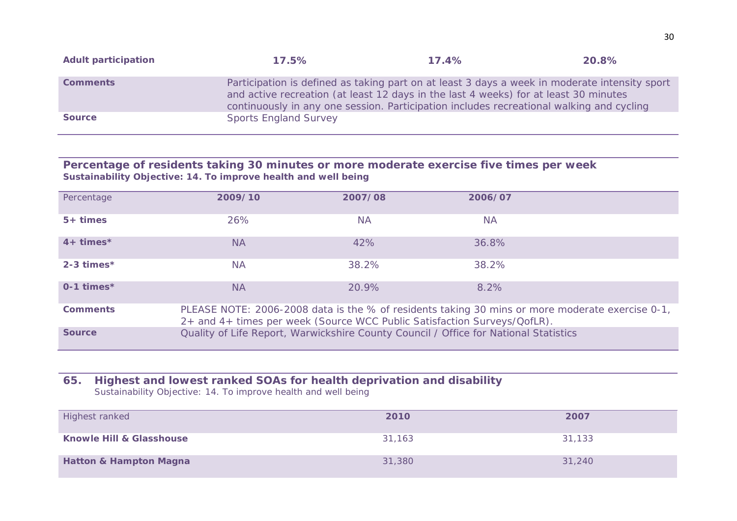| Adult participation | 17.5% | 17.4% | 20.8% |
|---|---|---|---|
| Comments | Participation is defined as taking part on at least 3 days a week in moderate intensity sport and active recreation (at least 12 days in the last 4 weeks) for at least 30 minutes continuously in any one session. Participation includes recreational walking and cycling | | |
| Source | Sports England Survey | | |

### Percentage of residents taking 30 minutes or more moderate exercise five times per week

**Sustainability Objective: 14. To improve health and well being**

| Percentage | 2009/10 | 2007/08 | 2006/07 |
|---|---|---|---|
| **5+ times** | 26% | NA | NA |
| **4+ times*** | NA | 42% | 36.8% |
| **2-3 times*** | NA | 38.2% | 38.2% |
| **0-1 times*** | NA | 20.9% | 8.2% |
| **Comments** | PLEASE NOTE: 2006-2008 data is the % of residents taking 30 mins or more moderate exercise 0-1, 2+ and 4+ times per week (Source WCC Public Satisfaction Surveys/QofLR). | | |
| **Source** | Quality of Life Report, Warwickshire County Council / Office for National Statistics | | |

### 65. Highest and lowest ranked SOAs for health deprivation and disability

Sustainability Objective: 14. To improve health and well being

| Highest ranked | 2010 | 2007 |
|---|---|---|
| **Knowle Hill & Glasshouse** | 31,163 | 31,133 |
| **Hatton & Hampton Magna** | 31,380 | 31,240 |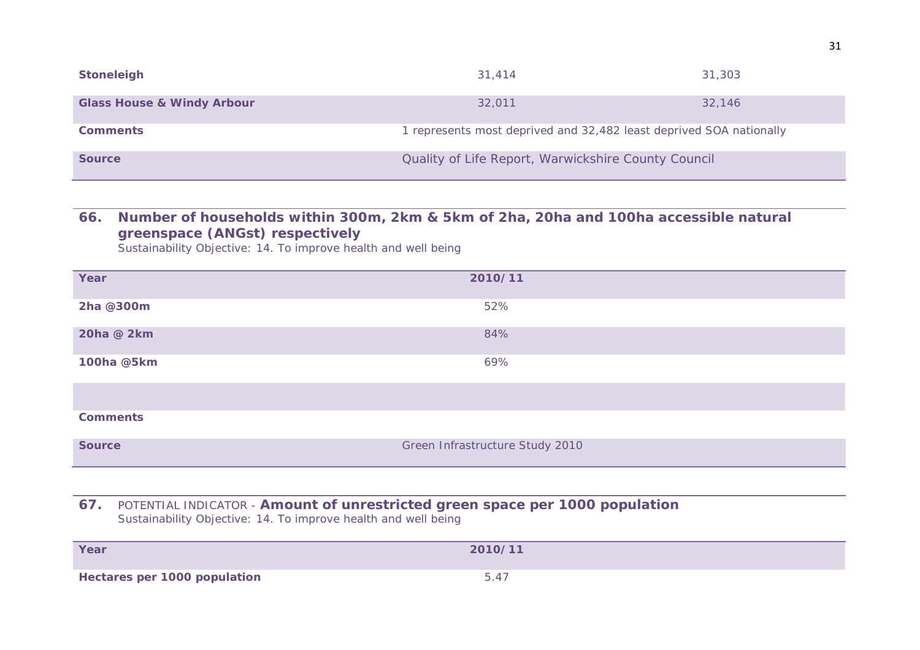| | | |
|---|---|---|
| **Stoneleigh** | 31,414 | 31,303 |
| **Glass House & Windy Arbour** | 32,011 | 32,146 |
| **Comments** | 1 represents most deprived and 32,482 least deprived SOA nationally | |
| **Source** | Quality of Life Report, Warwickshire County Council | |

## 66. Number of households within 300m, 2km & 5km of 2ha, 20ha and 100ha accessible natural greenspace (ANGst) respectively

Sustainability Objective: 14. To improve health and well being

| **Year** | **2010/11** |
|---|---|
| **2ha @300m** | 52% |
| **20ha @ 2km** | 84% |
| **100ha @5km** | 69% |
| | |
| **Comments** | |
| **Source** | Green Infrastructure Study 2010 |

## 67. POTENTIAL INDICATOR - Amount of unrestricted green space per 1000 population

Sustainability Objective: 14. To improve health and well being

| **Year** | **2010/11** |
|---|---|
| **Hectares per 1000 population** | 5.47 |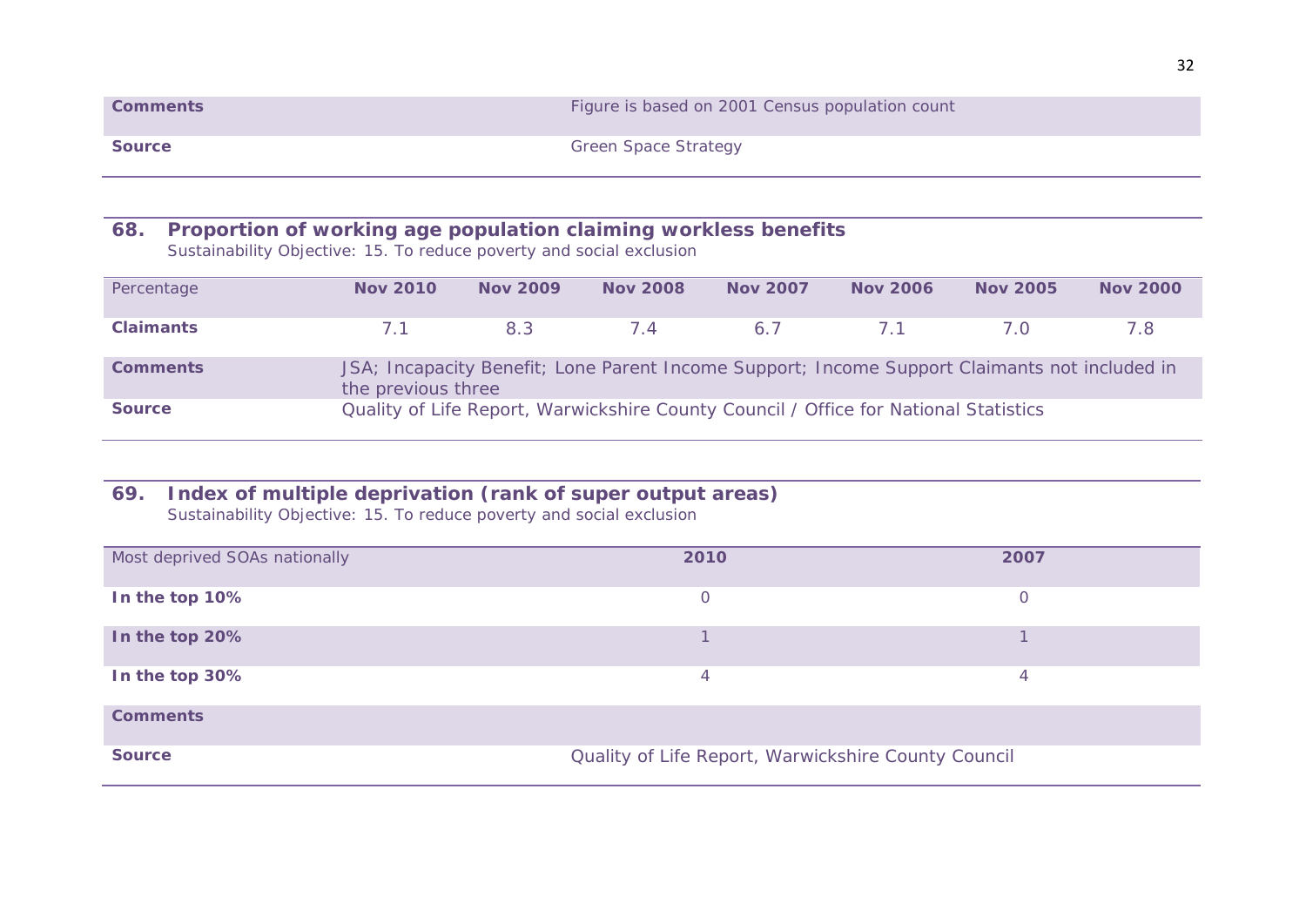| Comments | Figure is based on 2001 Census population count |
|---|---|
| **Source** | Green Space Strategy |

## 68. Proportion of working age population claiming workless benefits

Sustainability Objective: 15. To reduce poverty and social exclusion

| Percentage | Nov 2010 | Nov 2009 | Nov 2008 | Nov 2007 | Nov 2006 | Nov 2005 | Nov 2000 |
|---|---|---|---|---|---|---|---|
| **Claimants** | 7.1 | 8.3 | 7.4 | 6.7 | 7.1 | 7.0 | 7.8 |
| **Comments** | JSA; Incapacity Benefit; Lone Parent Income Support; Income Support Claimants not included in the previous three | | | | | | |
| **Source** | Quality of Life Report, Warwickshire County Council / Office for National Statistics | | | | | | |

## 69. Index of multiple deprivation (rank of super output areas)

Sustainability Objective: 15. To reduce poverty and social exclusion

| Most deprived SOAs nationally | 2010 | 2007 |
|---|---|---|
| **In the top 10%** | 0 | 0 |
| **In the top 20%** | 1 | 1 |
| **In the top 30%** | 4 | 4 |
| **Comments** | | |
| **Source** | Quality of Life Report, Warwickshire County Council | |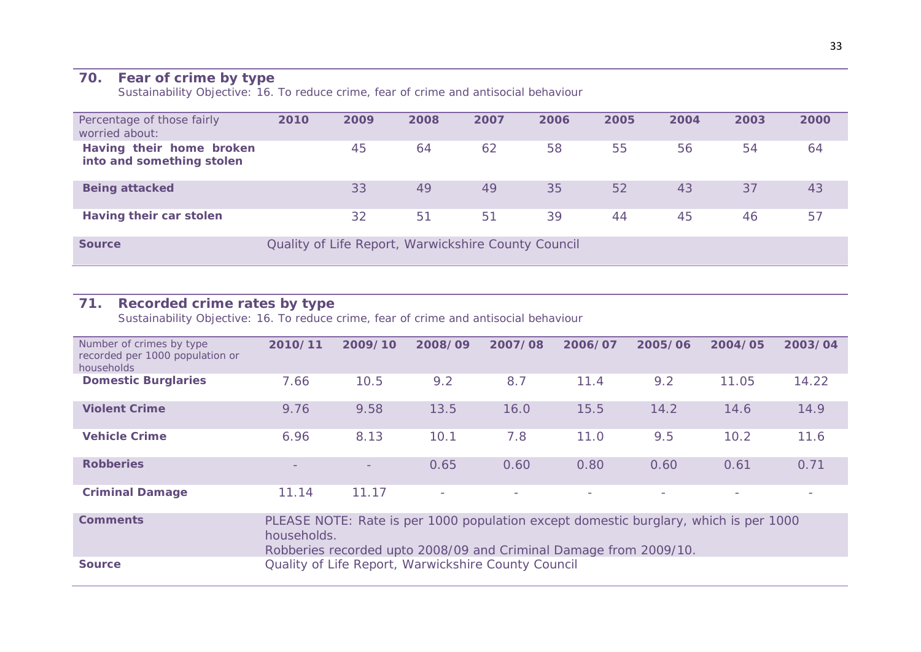## 70. Fear of crime by type

Sustainability Objective: 16. To reduce crime, fear of crime and antisocial behaviour

| Percentage of those fairly worried about: | 2010 | 2009 | 2008 | 2007 | 2006 | 2005 | 2004 | 2003 | 2000 |
|---|---|---|---|---|---|---|---|---|---|
| **Having their home broken into and something stolen** | | 45 | 64 | 62 | 58 | 55 | 56 | 54 | 64 |
| **Being attacked** | | 33 | 49 | 49 | 35 | 52 | 43 | 37 | 43 |
| **Having their car stolen** | | 32 | 51 | 51 | 39 | 44 | 45 | 46 | 57 |
| **Source** | Quality of Life Report, Warwickshire County Council | | | | | | | | |

## 71. Recorded crime rates by type

Sustainability Objective: 16. To reduce crime, fear of crime and antisocial behaviour

| Number of crimes by type recorded per 1000 population or households | 2010/11 | 2009/10 | 2008/09 | 2007/08 | 2006/07 | 2005/06 | 2004/05 | 2003/04 |
|---|---|---|---|---|---|---|---|---|
| **Domestic Burglaries** | 7.66 | 10.5 | 9.2 | 8.7 | 11.4 | 9.2 | 11.05 | 14.22 |
| **Violent Crime** | 9.76 | 9.58 | 13.5 | 16.0 | 15.5 | 14.2 | 14.6 | 14.9 |
| **Vehicle Crime** | 6.96 | 8.13 | 10.1 | 7.8 | 11.0 | 9.5 | 10.2 | 11.6 |
| **Robberies** | - | - | 0.65 | 0.60 | 0.80 | 0.60 | 0.61 | 0.71 |
| **Criminal Damage** | 11.14 | 11.17 | - | - | - | - | - | - |
| **Comments** | PLEASE NOTE: Rate is per 1000 population except domestic burglary, which is per 1000 households. Robberies recorded upto 2008/09 and Criminal Damage from 2009/10. | | | | | | | |
| **Source** | Quality of Life Report, Warwickshire County Council | | | | | | | |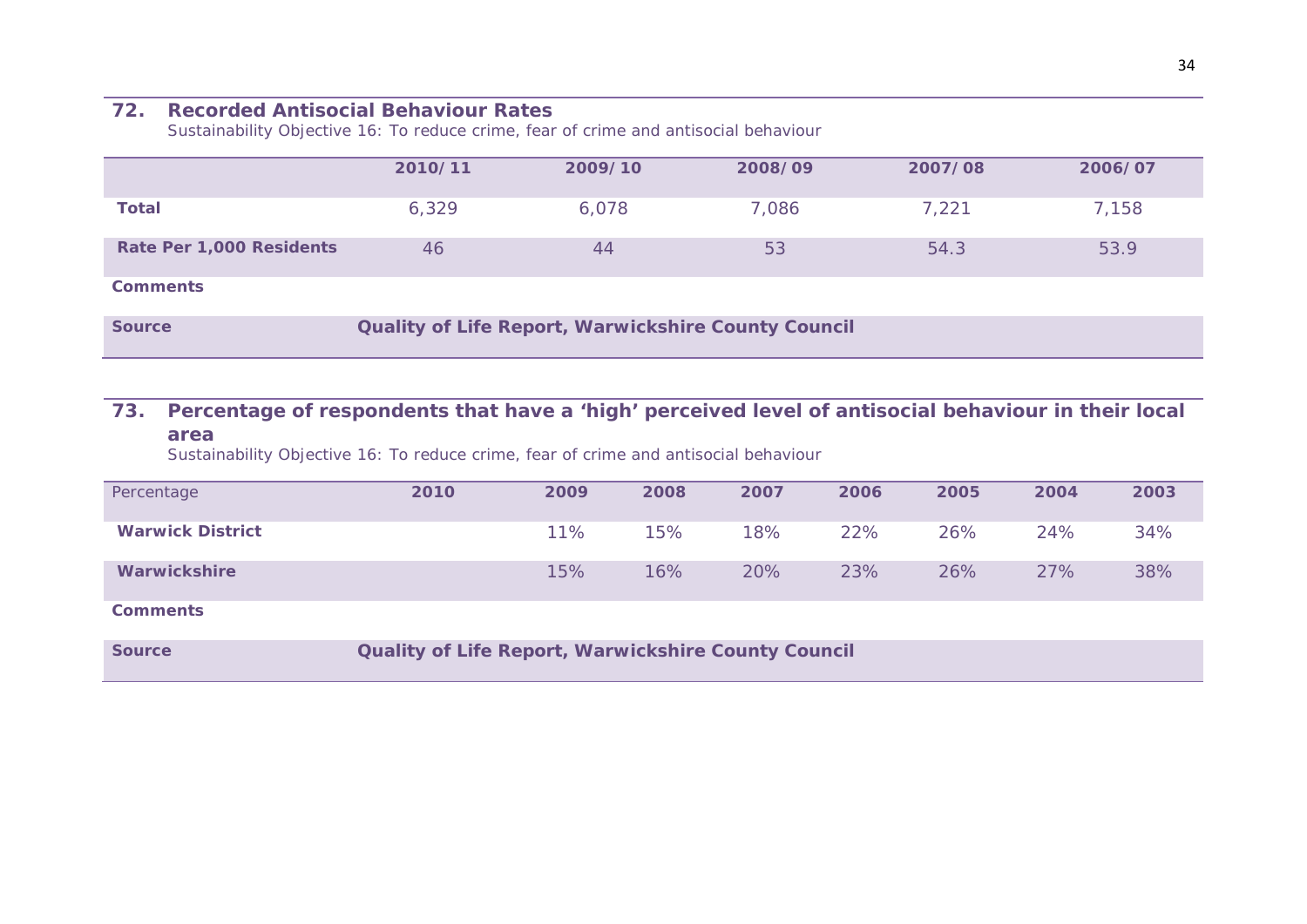## 72. Recorded Antisocial Behaviour Rates

Sustainability Objective 16: To reduce crime, fear of crime and antisocial behaviour

| | 2010/11 | 2009/10 | 2008/09 | 2007/08 | 2006/07 |
|---|---|---|---|---|---|
| **Total** | 6,329 | 6,078 | 7,086 | 7,221 | 7,158 |
| **Rate Per 1,000 Residents** | 46 | 44 | 53 | 54.3 | 53.9 |
| **Comments** | | | | | |
| **Source** | **Quality of Life Report, Warwickshire County Council** | | | | |

## 73. Percentage of respondents that have a 'high' perceived level of antisocial behaviour in their local area

Sustainability Objective 16: To reduce crime, fear of crime and antisocial behaviour

| Percentage | 2010 | 2009 | 2008 | 2007 | 2006 | 2005 | 2004 | 2003 |
|---|---|---|---|---|---|---|---|---|
| **Warwick District** | | 11% | 15% | 18% | 22% | 26% | 24% | 34% |
| **Warwickshire** | | 15% | 16% | 20% | 23% | 26% | 27% | 38% |
| **Comments** | | | | | | | | |
| **Source** | **Quality of Life Report, Warwickshire County Council** | | | | | | | |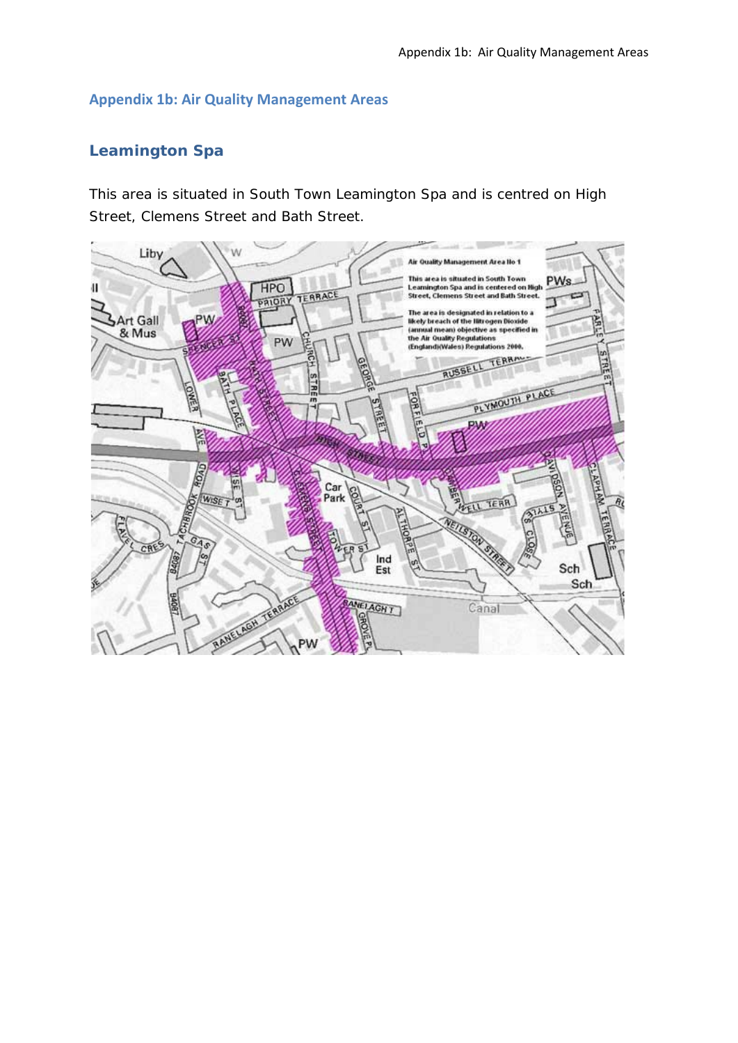## Appendix 1b: Air Quality Management Areas

### Leamington Spa

This area is situated in South Town Leamington Spa and is centred on High Street, Clemens Street and Bath Street.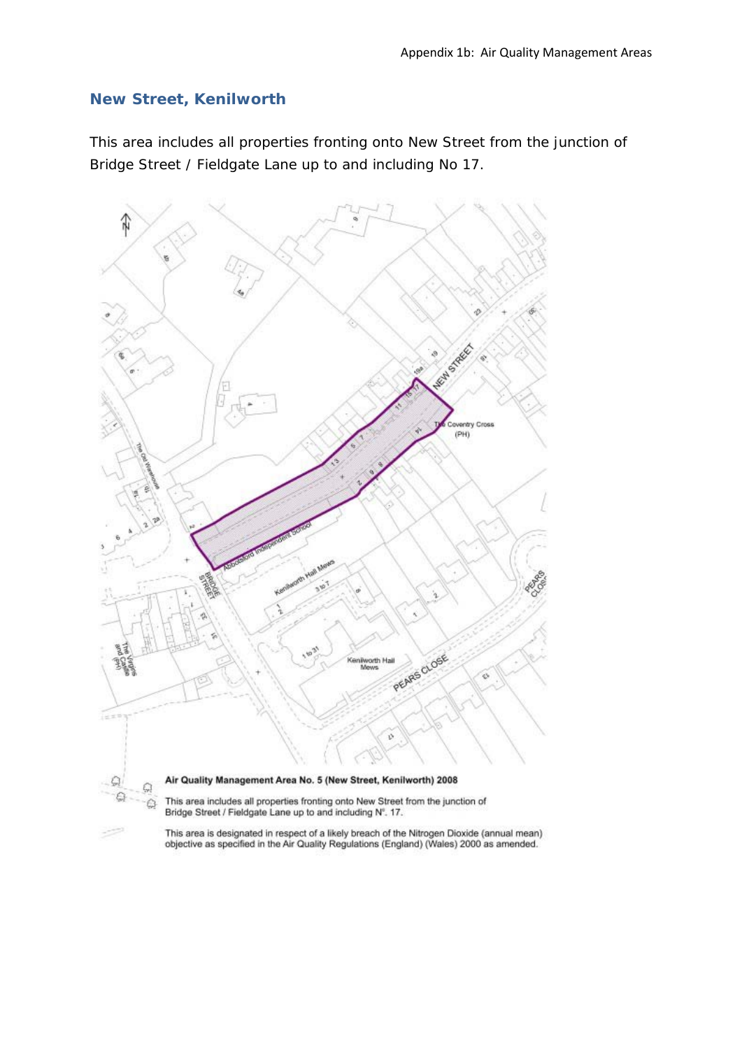## New Street, Kenilworth

This area includes all properties fronting onto New Street from the junction of Bridge Street / Fieldgate Lane up to and including No 17.

**Air Quality Management Area No. 5 (New Street, Kenilworth) 2008**

This area includes all properties fronting onto New Street from the junction of Bridge Street / Fieldgate Lane up to and including N°. 17.

This area is designated in respect of a likely breach of the Nitrogen Dioxide (annual mean) objective as specified in the Air Quality Regulations (England) (Wales) 2000 as amended.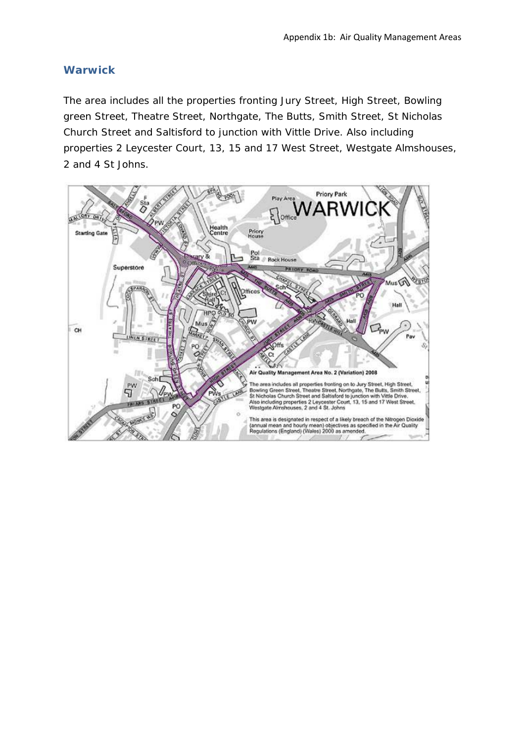## Warwick

The area includes all the properties fronting Jury Street, High Street, Bowling green Street, Theatre Street, Northgate, The Butts, Smith Street, St Nicholas Church Street and Saltisford to junction with Vittle Drive. Also including properties 2 Leycester Court, 13, 15 and 17 West Street, Westgate Almshouses, 2 and 4 St Johns.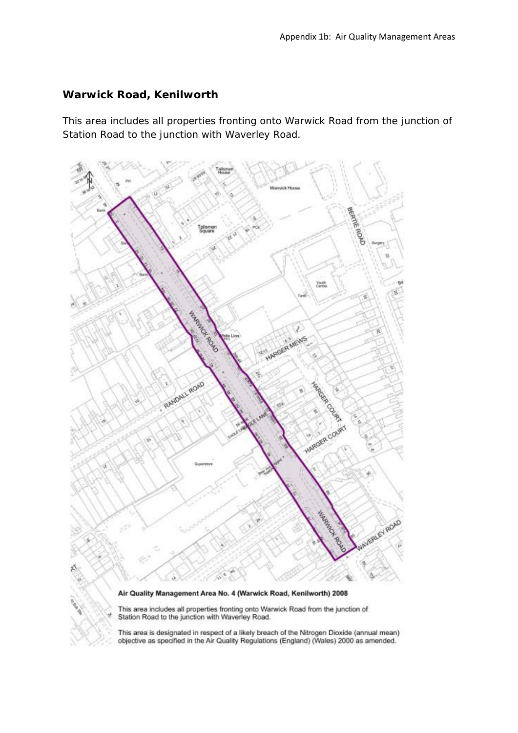## Warwick Road, Kenilworth

This area includes all properties fronting onto Warwick Road from the junction of Station Road to the junction with Waverley Road.

Air Quality Management Area No. 4 (Warwick Road, Kenilworth) 2008

This area includes all properties fronting onto Warwick Road from the junction of Station Road to the junction with Waverley Road.

This area is designated in respect of a likely breach of the Nitrogen Dioxide (annual mean) objective as specified in the Air Quality Regulations (England) (Wales) 2000 as amended.